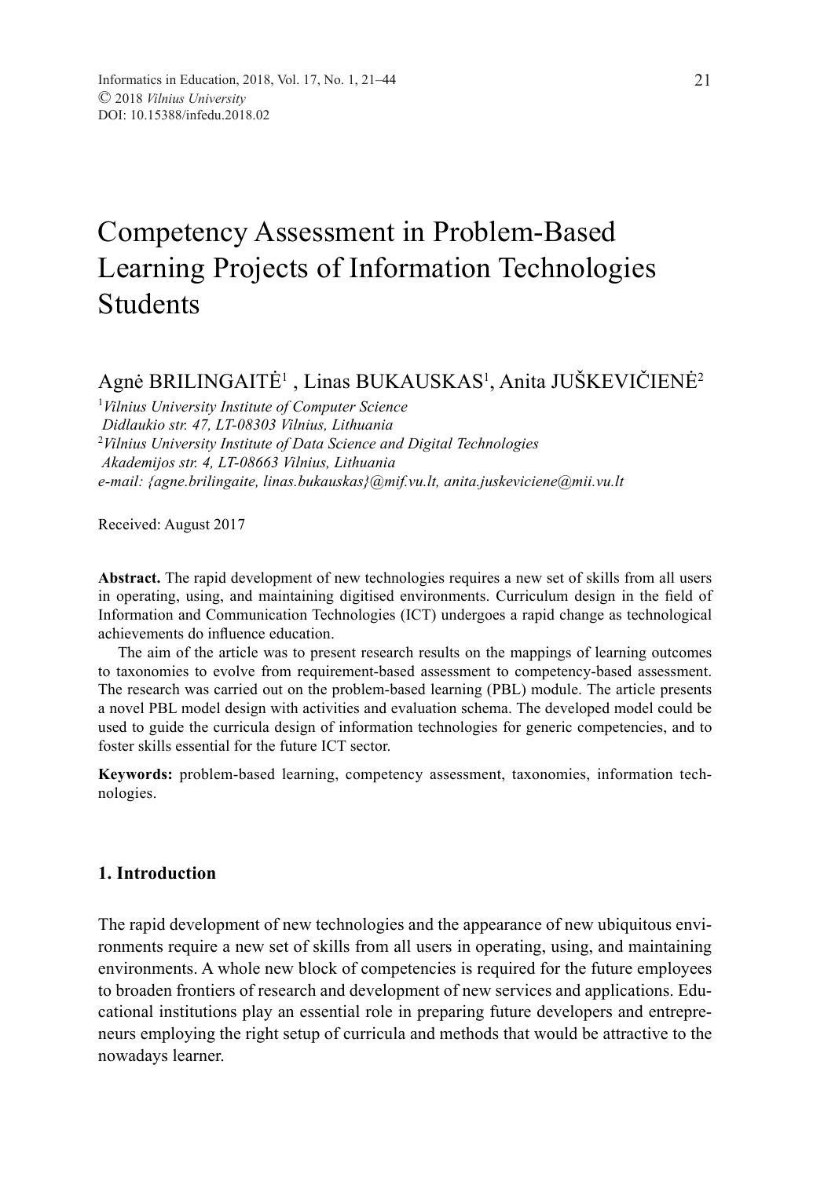# Competency Assessment in Problem-Based Learning Projects of Information Technologies Students

Agnė BRILINGAITĖ[1] , Linas BUKAUSKAS[1], Anita JUŠKEVIČIENĖ[2]

[1]*Vilnius University Institute of Computer Science*
*Didlaukio str. 47, LT-08303 Vilnius, Lithuania*
[2]*Vilnius University Institute of Data Science and Digital Technologies*
*Akademijos str. 4, LT-08663 Vilnius, Lithuania*
*e-mail: {agne.brilingaite, linas.bukauskas}@mif.vu.lt, anita.juskeviciene@mii.vu.lt*

Received: August 2017

**Abstract.** The rapid development of new technologies requires a new set of skills from all users in operating, using, and maintaining digitised environments. Curriculum design in the field of Information and Communication Technologies (ICT) undergoes a rapid change as technological achievements do influence education.

The aim of the article was to present research results on the mappings of learning outcomes to taxonomies to evolve from requirement-based assessment to competency-based assessment. The research was carried out on the problem-based learning (PBL) module. The article presents a novel PBL model design with activities and evaluation schema. The developed model could be used to guide the curricula design of information technologies for generic competencies, and to foster skills essential for the future ICT sector.

**Keywords:** problem-based learning, competency assessment, taxonomies, information technologies.

## 1. Introduction

The rapid development of new technologies and the appearance of new ubiquitous environments require a new set of skills from all users in operating, using, and maintaining environments. A whole new block of competencies is required for the future employees to broaden frontiers of research and development of new services and applications. Educational institutions play an essential role in preparing future developers and entrepreneurs employing the right setup of curricula and methods that would be attractive to the nowadays learner.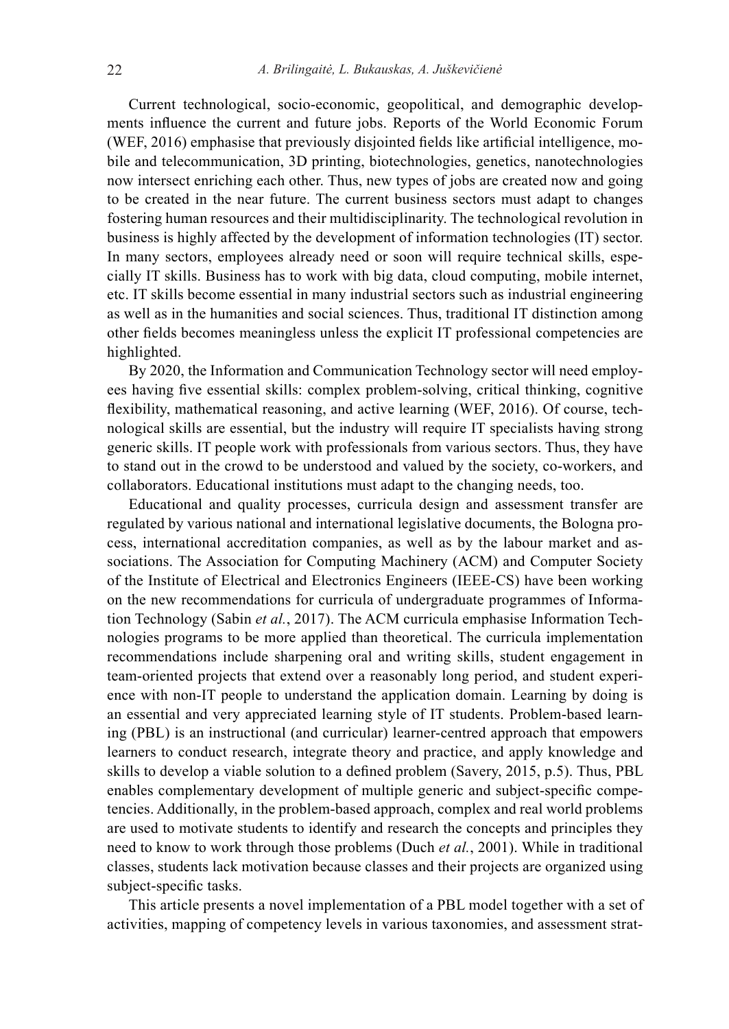Current technological, socio-economic, geopolitical, and demographic developments influence the current and future jobs. Reports of the World Economic Forum (WEF, 2016) emphasise that previously disjointed fields like artificial intelligence, mobile and telecommunication, 3D printing, biotechnologies, genetics, nanotechnologies now intersect enriching each other. Thus, new types of jobs are created now and going to be created in the near future. The current business sectors must adapt to changes fostering human resources and their multidisciplinarity. The technological revolution in business is highly affected by the development of information technologies (IT) sector. In many sectors, employees already need or soon will require technical skills, especially IT skills. Business has to work with big data, cloud computing, mobile internet, etc. IT skills become essential in many industrial sectors such as industrial engineering as well as in the humanities and social sciences. Thus, traditional IT distinction among other fields becomes meaningless unless the explicit IT professional competencies are highlighted.

By 2020, the Information and Communication Technology sector will need employees having five essential skills: complex problem-solving, critical thinking, cognitive flexibility, mathematical reasoning, and active learning (WEF, 2016). Of course, technological skills are essential, but the industry will require IT specialists having strong generic skills. IT people work with professionals from various sectors. Thus, they have to stand out in the crowd to be understood and valued by the society, co-workers, and collaborators. Educational institutions must adapt to the changing needs, too.

Educational and quality processes, curricula design and assessment transfer are regulated by various national and international legislative documents, the Bologna process, international accreditation companies, as well as by the labour market and associations. The Association for Computing Machinery (ACM) and Computer Society of the Institute of Electrical and Electronics Engineers (IEEE-CS) have been working on the new recommendations for curricula of undergraduate programmes of Information Technology (Sabin *et al.*, 2017). The ACM curricula emphasise Information Technologies programs to be more applied than theoretical. The curricula implementation recommendations include sharpening oral and writing skills, student engagement in team-oriented projects that extend over a reasonably long period, and student experience with non-IT people to understand the application domain. Learning by doing is an essential and very appreciated learning style of IT students. Problem-based learning (PBL) is an instructional (and curricular) learner-centred approach that empowers learners to conduct research, integrate theory and practice, and apply knowledge and skills to develop a viable solution to a defined problem (Savery, 2015, p.5). Thus, PBL enables complementary development of multiple generic and subject-specific competencies. Additionally, in the problem-based approach, complex and real world problems are used to motivate students to identify and research the concepts and principles they need to know to work through those problems (Duch *et al.*, 2001). While in traditional classes, students lack motivation because classes and their projects are organized using subject-specific tasks.

This article presents a novel implementation of a PBL model together with a set of activities, mapping of competency levels in various taxonomies, and assessment strat-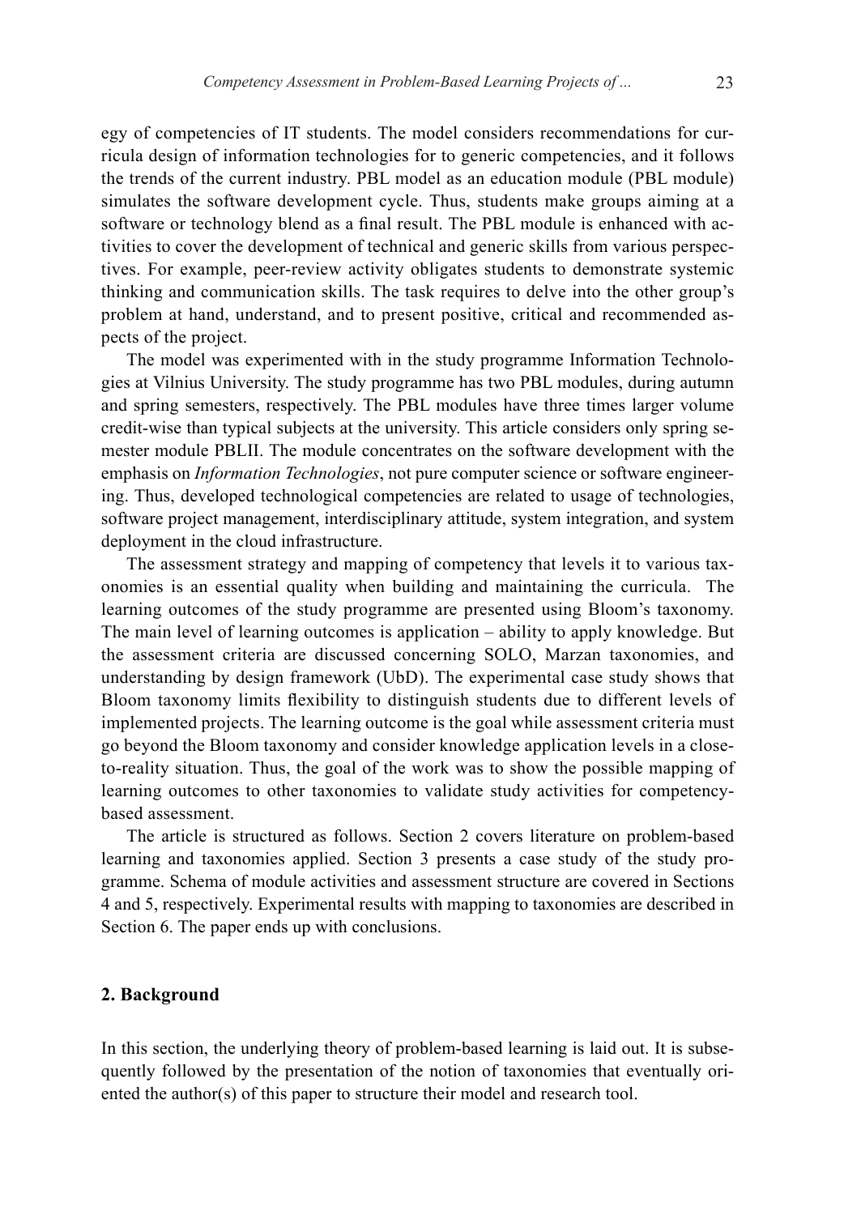egy of competencies of IT students. The model considers recommendations for curricula design of information technologies for to generic competencies, and it follows the trends of the current industry. PBL model as an education module (PBL module) simulates the software development cycle. Thus, students make groups aiming at a software or technology blend as a final result. The PBL module is enhanced with activities to cover the development of technical and generic skills from various perspectives. For example, peer-review activity obligates students to demonstrate systemic thinking and communication skills. The task requires to delve into the other group's problem at hand, understand, and to present positive, critical and recommended aspects of the project.

The model was experimented with in the study programme Information Technologies at Vilnius University. The study programme has two PBL modules, during autumn and spring semesters, respectively. The PBL modules have three times larger volume credit-wise than typical subjects at the university. This article considers only spring semester module PBLII. The module concentrates on the software development with the emphasis on *Information Technologies*, not pure computer science or software engineering. Thus, developed technological competencies are related to usage of technologies, software project management, interdisciplinary attitude, system integration, and system deployment in the cloud infrastructure.

The assessment strategy and mapping of competency that levels it to various taxonomies is an essential quality when building and maintaining the curricula. The learning outcomes of the study programme are presented using Bloom's taxonomy. The main level of learning outcomes is application – ability to apply knowledge. But the assessment criteria are discussed concerning SOLO, Marzan taxonomies, and understanding by design framework (UbD). The experimental case study shows that Bloom taxonomy limits flexibility to distinguish students due to different levels of implemented projects. The learning outcome is the goal while assessment criteria must go beyond the Bloom taxonomy and consider knowledge application levels in a close-to-reality situation. Thus, the goal of the work was to show the possible mapping of learning outcomes to other taxonomies to validate study activities for competency-based assessment.

The article is structured as follows. Section 2 covers literature on problem-based learning and taxonomies applied. Section 3 presents a case study of the study programme. Schema of module activities and assessment structure are covered in Sections 4 and 5, respectively. Experimental results with mapping to taxonomies are described in Section 6. The paper ends up with conclusions.

## 2. Background

In this section, the underlying theory of problem-based learning is laid out. It is subsequently followed by the presentation of the notion of taxonomies that eventually oriented the author(s) of this paper to structure their model and research tool.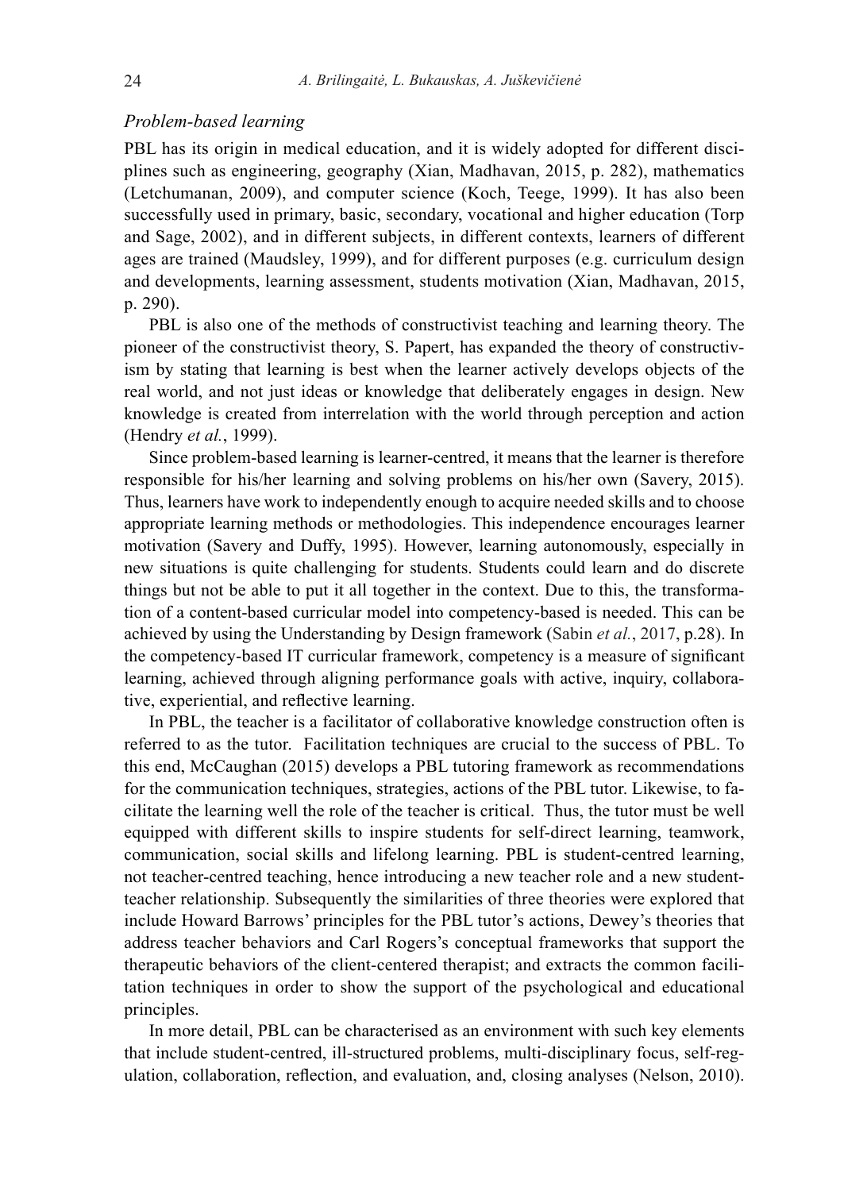*Problem-based learning*

PBL has its origin in medical education, and it is widely adopted for different disciplines such as engineering, geography (Xian, Madhavan, 2015, p. 282), mathematics (Letchumanan, 2009), and computer science (Koch, Teege, 1999). It has also been successfully used in primary, basic, secondary, vocational and higher education (Torp and Sage, 2002), and in different subjects, in different contexts, learners of different ages are trained (Maudsley, 1999), and for different purposes (e.g. curriculum design and developments, learning assessment, students motivation (Xian, Madhavan, 2015, p. 290).

PBL is also one of the methods of constructivist teaching and learning theory. The pioneer of the constructivist theory, S. Papert, has expanded the theory of constructivism by stating that learning is best when the learner actively develops objects of the real world, and not just ideas or knowledge that deliberately engages in design. New knowledge is created from interrelation with the world through perception and action (Hendry *et al.*, 1999).

Since problem-based learning is learner-centred, it means that the learner is therefore responsible for his/her learning and solving problems on his/her own (Savery, 2015). Thus, learners have work to independently enough to acquire needed skills and to choose appropriate learning methods or methodologies. This independence encourages learner motivation (Savery and Duffy, 1995). However, learning autonomously, especially in new situations is quite challenging for students. Students could learn and do discrete things but not be able to put it all together in the context. Due to this, the transformation of a content-based curricular model into competency-based is needed. This can be achieved by using the Understanding by Design framework (Sabin *et al.*, 2017, p.28). In the competency-based IT curricular framework, competency is a measure of significant learning, achieved through aligning performance goals with active, inquiry, collaborative, experiential, and reflective learning.

In PBL, the teacher is a facilitator of collaborative knowledge construction often is referred to as the tutor. Facilitation techniques are crucial to the success of PBL. To this end, McCaughan (2015) develops a PBL tutoring framework as recommendations for the communication techniques, strategies, actions of the PBL tutor. Likewise, to facilitate the learning well the role of the teacher is critical. Thus, the tutor must be well equipped with different skills to inspire students for self-direct learning, teamwork, communication, social skills and lifelong learning. PBL is student-centred learning, not teacher-centred teaching, hence introducing a new teacher role and a new student-teacher relationship. Subsequently the similarities of three theories were explored that include Howard Barrows' principles for the PBL tutor's actions, Dewey's theories that address teacher behaviors and Carl Rogers's conceptual frameworks that support the therapeutic behaviors of the client-centered therapist; and extracts the common facilitation techniques in order to show the support of the psychological and educational principles.

In more detail, PBL can be characterised as an environment with such key elements that include student-centred, ill-structured problems, multi-disciplinary focus, self-regulation, collaboration, reflection, and evaluation, and, closing analyses (Nelson, 2010).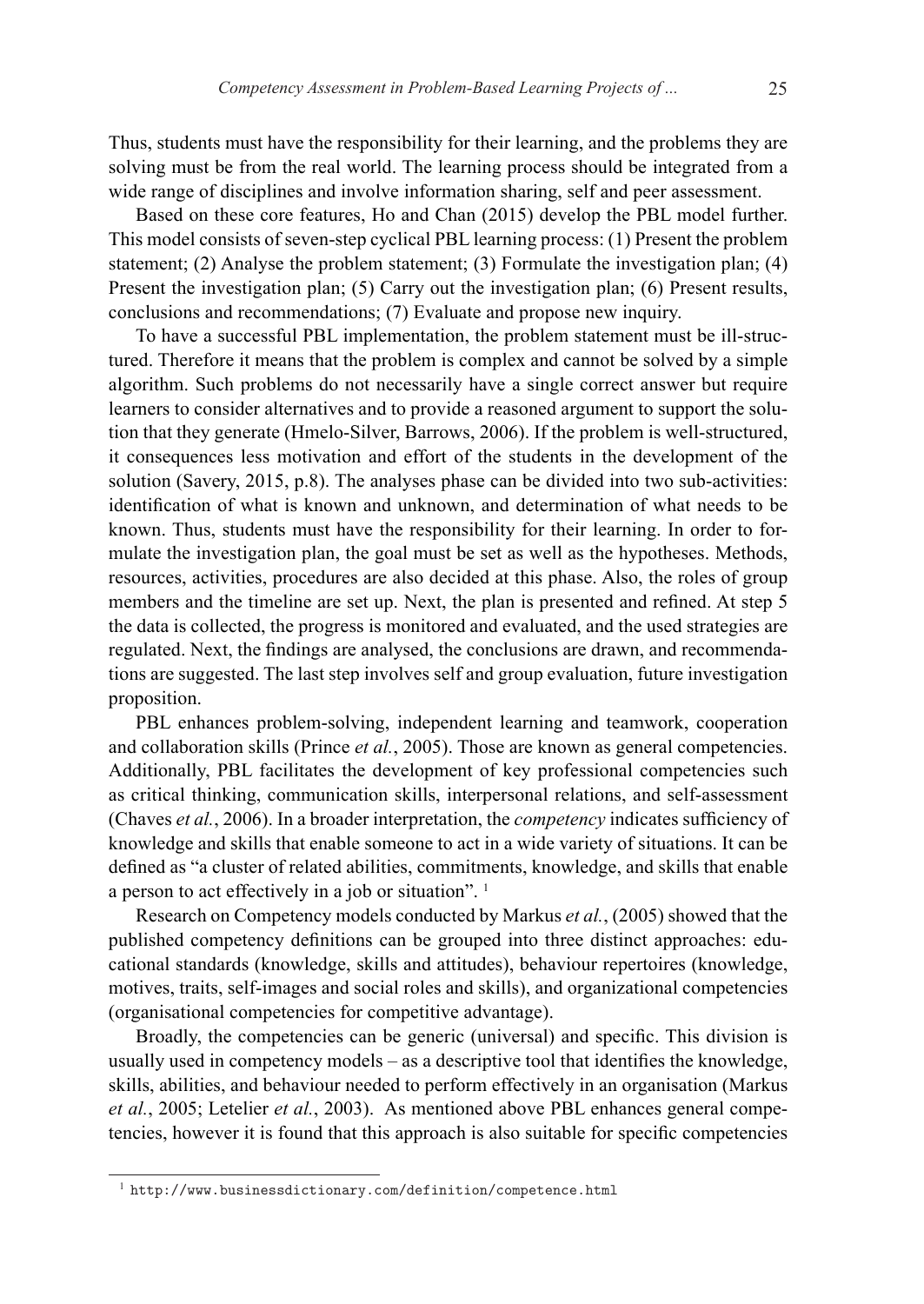Thus, students must have the responsibility for their learning, and the problems they are solving must be from the real world. The learning process should be integrated from a wide range of disciplines and involve information sharing, self and peer assessment.

Based on these core features, Ho and Chan (2015) develop the PBL model further. This model consists of seven-step cyclical PBL learning process: (1) Present the problem statement; (2) Analyse the problem statement; (3) Formulate the investigation plan; (4) Present the investigation plan; (5) Carry out the investigation plan; (6) Present results, conclusions and recommendations; (7) Evaluate and propose new inquiry.

To have a successful PBL implementation, the problem statement must be ill-structured. Therefore it means that the problem is complex and cannot be solved by a simple algorithm. Such problems do not necessarily have a single correct answer but require learners to consider alternatives and to provide a reasoned argument to support the solution that they generate (Hmelo-Silver, Barrows, 2006). If the problem is well-structured, it consequences less motivation and effort of the students in the development of the solution (Savery, 2015, p.8). The analyses phase can be divided into two sub-activities: identification of what is known and unknown, and determination of what needs to be known. Thus, students must have the responsibility for their learning. In order to formulate the investigation plan, the goal must be set as well as the hypotheses. Methods, resources, activities, procedures are also decided at this phase. Also, the roles of group members and the timeline are set up. Next, the plan is presented and refined. At step 5 the data is collected, the progress is monitored and evaluated, and the used strategies are regulated. Next, the findings are analysed, the conclusions are drawn, and recommendations are suggested. The last step involves self and group evaluation, future investigation proposition.

PBL enhances problem-solving, independent learning and teamwork, cooperation and collaboration skills (Prince *et al.*, 2005). Those are known as general competencies. Additionally, PBL facilitates the development of key professional competencies such as critical thinking, communication skills, interpersonal relations, and self-assessment (Chaves *et al.*, 2006). In a broader interpretation, the *competency* indicates sufficiency of knowledge and skills that enable someone to act in a wide variety of situations. It can be defined as "a cluster of related abilities, commitments, knowledge, and skills that enable a person to act effectively in a job or situation". [1]

Research on Competency models conducted by Markus *et al.*, (2005) showed that the published competency definitions can be grouped into three distinct approaches: educational standards (knowledge, skills and attitudes), behaviour repertoires (knowledge, motives, traits, self-images and social roles and skills), and organizational competencies (organisational competencies for competitive advantage).

Broadly, the competencies can be generic (universal) and specific. This division is usually used in competency models – as a descriptive tool that identifies the knowledge, skills, abilities, and behaviour needed to perform effectively in an organisation (Markus *et al.*, 2005; Letelier *et al.*, 2003). As mentioned above PBL enhances general competencies, however it is found that this approach is also suitable for specific competencies

[1] `http://www.businessdictionary.com/definition/competence.html`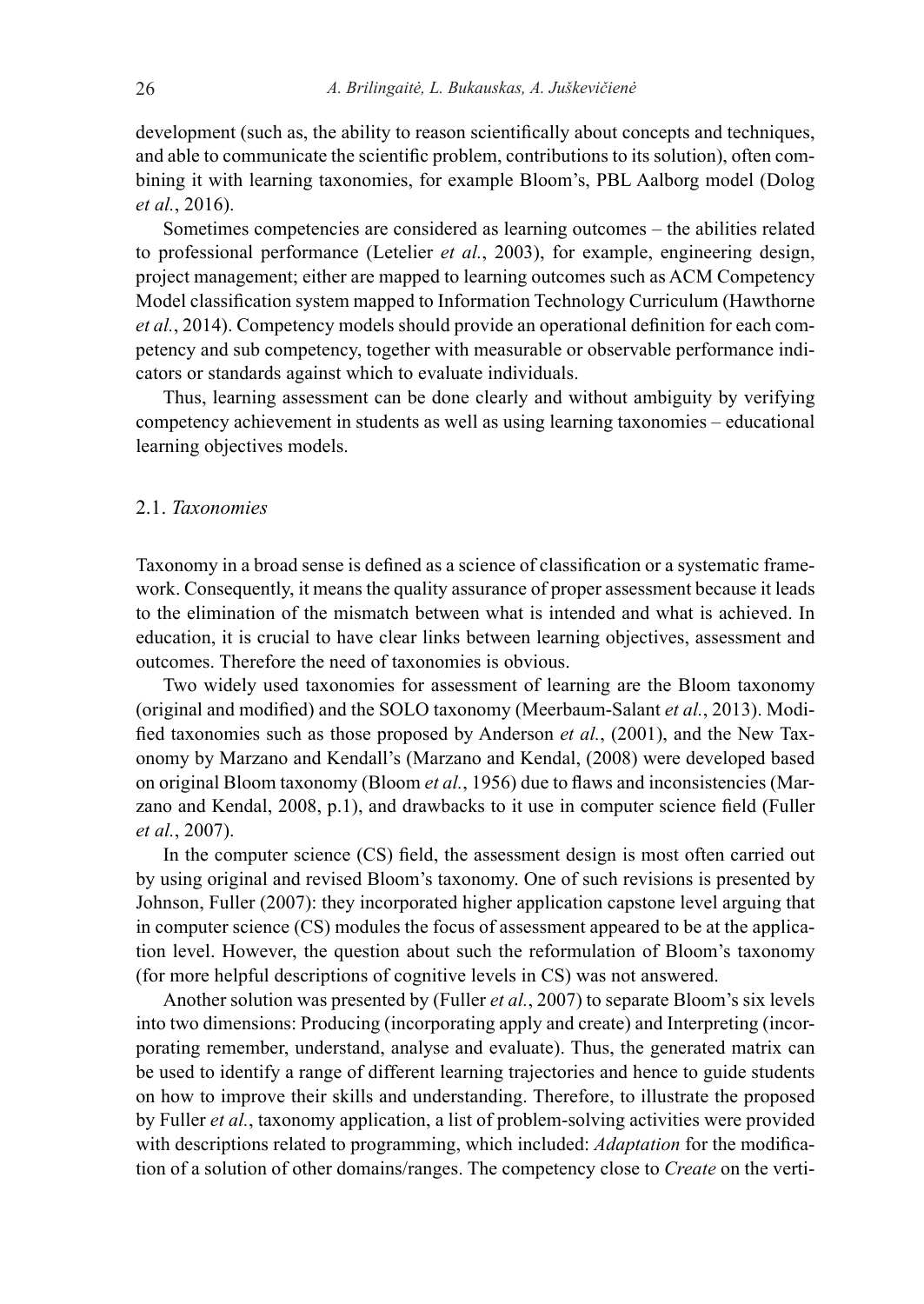development (such as, the ability to reason scientifically about concepts and techniques, and able to communicate the scientific problem, contributions to its solution), often combining it with learning taxonomies, for example Bloom's, PBL Aalborg model (Dolog *et al.*, 2016).

Sometimes competencies are considered as learning outcomes – the abilities related to professional performance (Letelier *et al.*, 2003), for example, engineering design, project management; either are mapped to learning outcomes such as ACM Competency Model classification system mapped to Information Technology Curriculum (Hawthorne *et al.*, 2014). Competency models should provide an operational definition for each competency and sub competency, together with measurable or observable performance indicators or standards against which to evaluate individuals.

Thus, learning assessment can be done clearly and without ambiguity by verifying competency achievement in students as well as using learning taxonomies – educational learning objectives models.

### 2.1. *Taxonomies*

Taxonomy in a broad sense is defined as a science of classification or a systematic framework. Consequently, it means the quality assurance of proper assessment because it leads to the elimination of the mismatch between what is intended and what is achieved. In education, it is crucial to have clear links between learning objectives, assessment and outcomes. Therefore the need of taxonomies is obvious.

Two widely used taxonomies for assessment of learning are the Bloom taxonomy (original and modified) and the SOLO taxonomy (Meerbaum-Salant *et al.*, 2013). Modified taxonomies such as those proposed by Anderson *et al.*, (2001), and the New Taxonomy by Marzano and Kendall's (Marzano and Kendal, (2008) were developed based on original Bloom taxonomy (Bloom *et al.*, 1956) due to flaws and inconsistencies (Marzano and Kendal, 2008, p.1), and drawbacks to it use in computer science field (Fuller *et al.*, 2007).

In the computer science (CS) field, the assessment design is most often carried out by using original and revised Bloom's taxonomy. One of such revisions is presented by Johnson, Fuller (2007): they incorporated higher application capstone level arguing that in computer science (CS) modules the focus of assessment appeared to be at the application level. However, the question about such the reformulation of Bloom's taxonomy (for more helpful descriptions of cognitive levels in CS) was not answered.

Another solution was presented by (Fuller *et al.*, 2007) to separate Bloom's six levels into two dimensions: Producing (incorporating apply and create) and Interpreting (incorporating remember, understand, analyse and evaluate). Thus, the generated matrix can be used to identify a range of different learning trajectories and hence to guide students on how to improve their skills and understanding. Therefore, to illustrate the proposed by Fuller *et al.*, taxonomy application, a list of problem-solving activities were provided with descriptions related to programming, which included: *Adaptation* for the modification of a solution of other domains/ranges. The competency close to *Create* on the verti-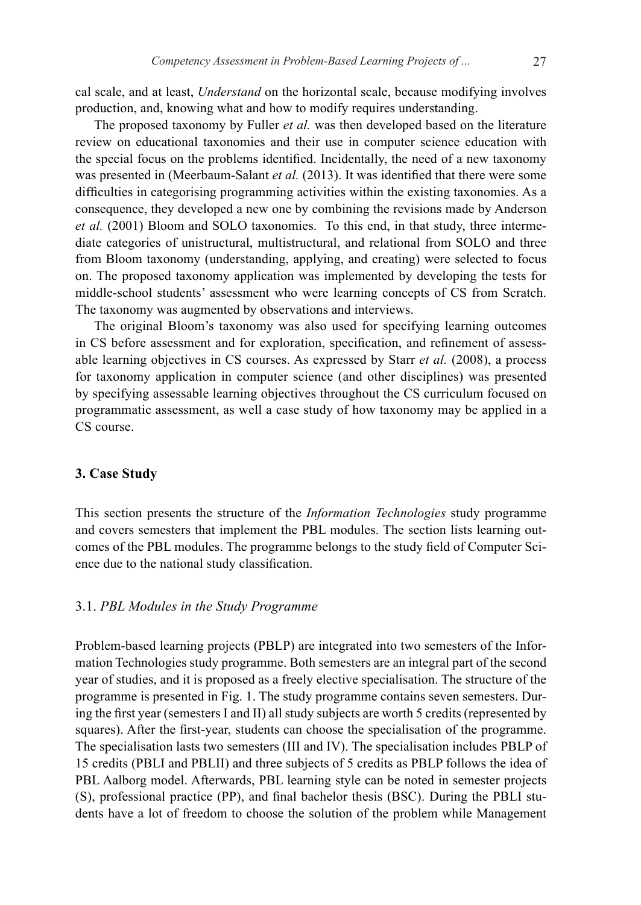cal scale, and at least, *Understand* on the horizontal scale, because modifying involves production, and, knowing what and how to modify requires understanding.

The proposed taxonomy by Fuller *et al.* was then developed based on the literature review on educational taxonomies and their use in computer science education with the special focus on the problems identified. Incidentally, the need of a new taxonomy was presented in (Meerbaum-Salant *et al.* (2013). It was identified that there were some difficulties in categorising programming activities within the existing taxonomies. As a consequence, they developed a new one by combining the revisions made by Anderson *et al.* (2001) Bloom and SOLO taxonomies. To this end, in that study, three intermediate categories of unistructural, multistructural, and relational from SOLO and three from Bloom taxonomy (understanding, applying, and creating) were selected to focus on. The proposed taxonomy application was implemented by developing the tests for middle-school students' assessment who were learning concepts of CS from Scratch. The taxonomy was augmented by observations and interviews.

The original Bloom's taxonomy was also used for specifying learning outcomes in CS before assessment and for exploration, specification, and refinement of assessable learning objectives in CS courses. As expressed by Starr *et al.* (2008), a process for taxonomy application in computer science (and other disciplines) was presented by specifying assessable learning objectives throughout the CS curriculum focused on programmatic assessment, as well a case study of how taxonomy may be applied in a CS course.

## 3. Case Study

This section presents the structure of the *Information Technologies* study programme and covers semesters that implement the PBL modules. The section lists learning outcomes of the PBL modules. The programme belongs to the study field of Computer Science due to the national study classification.

### 3.1. *PBL Modules in the Study Programme*

Problem-based learning projects (PBLP) are integrated into two semesters of the Information Technologies study programme. Both semesters are an integral part of the second year of studies, and it is proposed as a freely elective specialisation. The structure of the programme is presented in Fig. 1. The study programme contains seven semesters. During the first year (semesters I and II) all study subjects are worth 5 credits (represented by squares). After the first-year, students can choose the specialisation of the programme. The specialisation lasts two semesters (III and IV). The specialisation includes PBLP of 15 credits (PBLI and PBLII) and three subjects of 5 credits as PBLP follows the idea of PBL Aalborg model. Afterwards, PBL learning style can be noted in semester projects (S), professional practice (PP), and final bachelor thesis (BSC). During the PBLI students have a lot of freedom to choose the solution of the problem while Management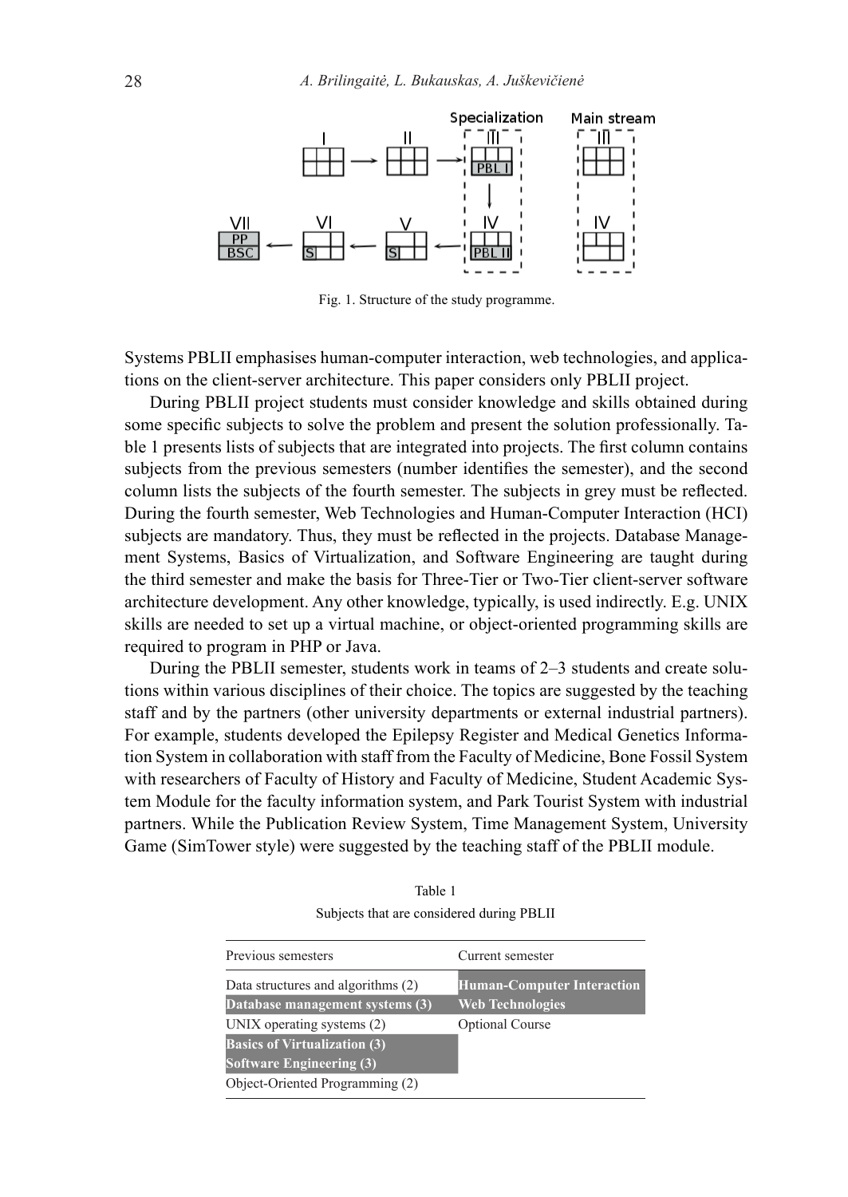Fig. 1. Structure of the study programme.

Systems PBLII emphasises human-computer interaction, web technologies, and applications on the client-server architecture. This paper considers only PBLII project.

During PBLII project students must consider knowledge and skills obtained during some specific subjects to solve the problem and present the solution professionally. Table 1 presents lists of subjects that are integrated into projects. The first column contains subjects from the previous semesters (number identifies the semester), and the second column lists the subjects of the fourth semester. The subjects in grey must be reflected. During the fourth semester, Web Technologies and Human-Computer Interaction (HCI) subjects are mandatory. Thus, they must be reflected in the projects. Database Management Systems, Basics of Virtualization, and Software Engineering are taught during the third semester and make the basis for Three-Tier or Two-Tier client-server software architecture development. Any other knowledge, typically, is used indirectly. E.g. UNIX skills are needed to set up a virtual machine, or object-oriented programming skills are required to program in PHP or Java.

During the PBLII semester, students work in teams of 2–3 students and create solutions within various disciplines of their choice. The topics are suggested by the teaching staff and by the partners (other university departments or external industrial partners). For example, students developed the Epilepsy Register and Medical Genetics Information System in collaboration with staff from the Faculty of Medicine, Bone Fossil System with researchers of Faculty of History and Faculty of Medicine, Student Academic System Module for the faculty information system, and Park Tourist System with industrial partners. While the Publication Review System, Time Management System, University Game (SimTower style) were suggested by the teaching staff of the PBLII module.

Table 1

Subjects that are considered during PBLII

| Previous semesters | Current semester |
|---|---|
| Data structures and algorithms (2) | **Human-Computer Interaction** |
| **Database management systems (3)** | **Web Technologies** |
| UNIX operating systems (2) | Optional Course |
| **Basics of Virtualization (3)** | |
| **Software Engineering (3)** | |
| Object-Oriented Programming (2) | |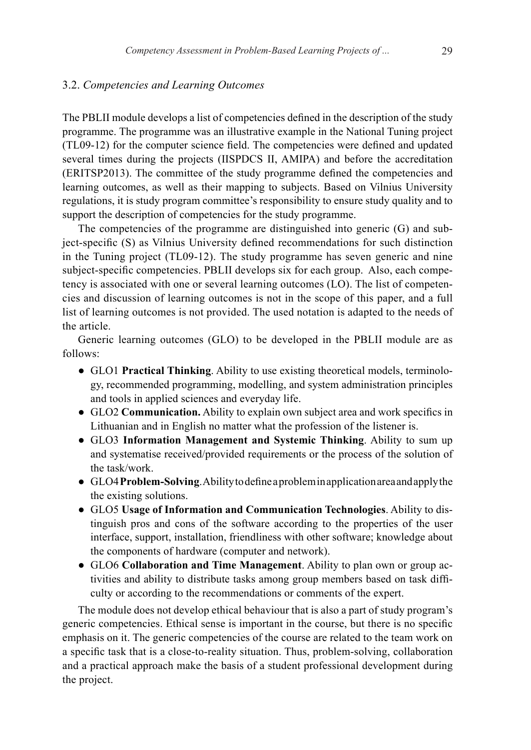### 3.2. *Competencies and Learning Outcomes*

The PBLII module develops a list of competencies defined in the description of the study programme. The programme was an illustrative example in the National Tuning project (TL09-12) for the computer science field. The competencies were defined and updated several times during the projects (IISPDCS II, AMIPA) and before the accreditation (ERITSP2013). The committee of the study programme defined the competencies and learning outcomes, as well as their mapping to subjects. Based on Vilnius University regulations, it is study program committee's responsibility to ensure study quality and to support the description of competencies for the study programme.

The competencies of the programme are distinguished into generic (G) and subject-specific (S) as Vilnius University defined recommendations for such distinction in the Tuning project (TL09-12). The study programme has seven generic and nine subject-specific competencies. PBLII develops six for each group. Also, each competency is associated with one or several learning outcomes (LO). The list of competencies and discussion of learning outcomes is not in the scope of this paper, and a full list of learning outcomes is not provided. The used notation is adapted to the needs of the article.

Generic learning outcomes (GLO) to be developed in the PBLII module are as follows:

- GLO1 **Practical Thinking**. Ability to use existing theoretical models, terminology, recommended programming, modelling, and system administration principles and tools in applied sciences and everyday life.
- GLO2 **Communication.** Ability to explain own subject area and work specifics in Lithuanian and in English no matter what the profession of the listener is.
- GLO3 **Information Management and Systemic Thinking**. Ability to sum up and systematise received/provided requirements or the process of the solution of the task/work.
- GLO4 **Problem-Solving**. Ability to define a problem in application area and apply the the existing solutions.
- GLO5 **Usage of Information and Communication Technologies**. Ability to distinguish pros and cons of the software according to the properties of the user interface, support, installation, friendliness with other software; knowledge about the components of hardware (computer and network).
- GLO6 **Collaboration and Time Management**. Ability to plan own or group activities and ability to distribute tasks among group members based on task difficulty or according to the recommendations or comments of the expert.

The module does not develop ethical behaviour that is also a part of study program's generic competencies. Ethical sense is important in the course, but there is no specific emphasis on it. The generic competencies of the course are related to the team work on a specific task that is a close-to-reality situation. Thus, problem-solving, collaboration and a practical approach make the basis of a student professional development during the project.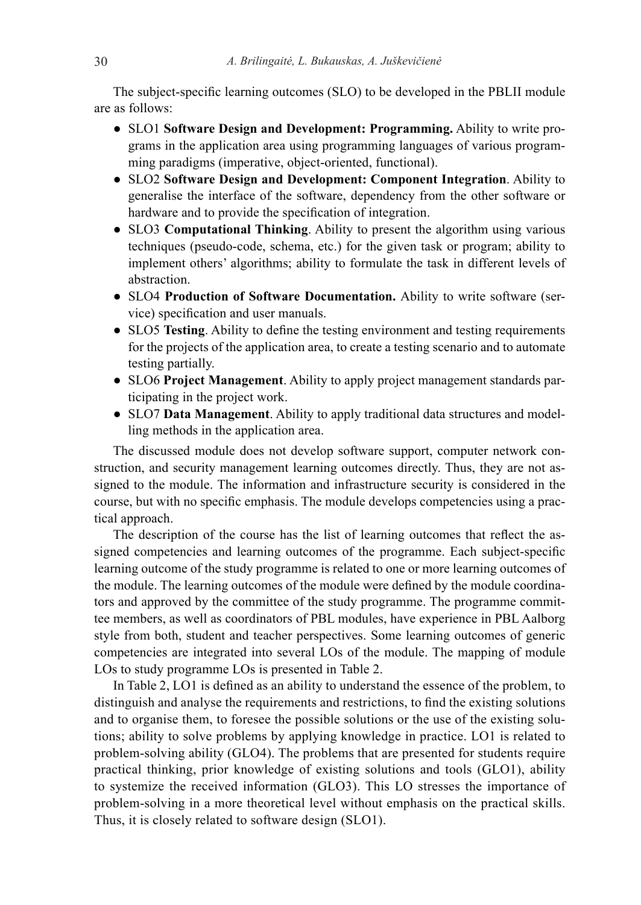The subject-specific learning outcomes (SLO) to be developed in the PBLII module are as follows:

- SLO1 **Software Design and Development: Programming.** Ability to write programs in the application area using programming languages of various programming paradigms (imperative, object-oriented, functional).
- SLO2 **Software Design and Development: Component Integration**. Ability to generalise the interface of the software, dependency from the other software or hardware and to provide the specification of integration.
- SLO3 **Computational Thinking**. Ability to present the algorithm using various techniques (pseudo-code, schema, etc.) for the given task or program; ability to implement others' algorithms; ability to formulate the task in different levels of abstraction.
- SLO4 **Production of Software Documentation.** Ability to write software (service) specification and user manuals.
- SLO5 **Testing**. Ability to define the testing environment and testing requirements for the projects of the application area, to create a testing scenario and to automate testing partially.
- SLO6 **Project Management**. Ability to apply project management standards participating in the project work.
- SLO7 **Data Management**. Ability to apply traditional data structures and modelling methods in the application area.

The discussed module does not develop software support, computer network construction, and security management learning outcomes directly. Thus, they are not assigned to the module. The information and infrastructure security is considered in the course, but with no specific emphasis. The module develops competencies using a practical approach.

The description of the course has the list of learning outcomes that reflect the assigned competencies and learning outcomes of the programme. Each subject-specific learning outcome of the study programme is related to one or more learning outcomes of the module. The learning outcomes of the module were defined by the module coordinators and approved by the committee of the study programme. The programme committee members, as well as coordinators of PBL modules, have experience in PBL Aalborg style from both, student and teacher perspectives. Some learning outcomes of generic competencies are integrated into several LOs of the module. The mapping of module LOs to study programme LOs is presented in Table 2.

In Table 2, LO1 is defined as an ability to understand the essence of the problem, to distinguish and analyse the requirements and restrictions, to find the existing solutions and to organise them, to foresee the possible solutions or the use of the existing solutions; ability to solve problems by applying knowledge in practice. LO1 is related to problem-solving ability (GLO4). The problems that are presented for students require practical thinking, prior knowledge of existing solutions and tools (GLO1), ability to systemize the received information (GLO3). This LO stresses the importance of problem-solving in a more theoretical level without emphasis on the practical skills. Thus, it is closely related to software design (SLO1).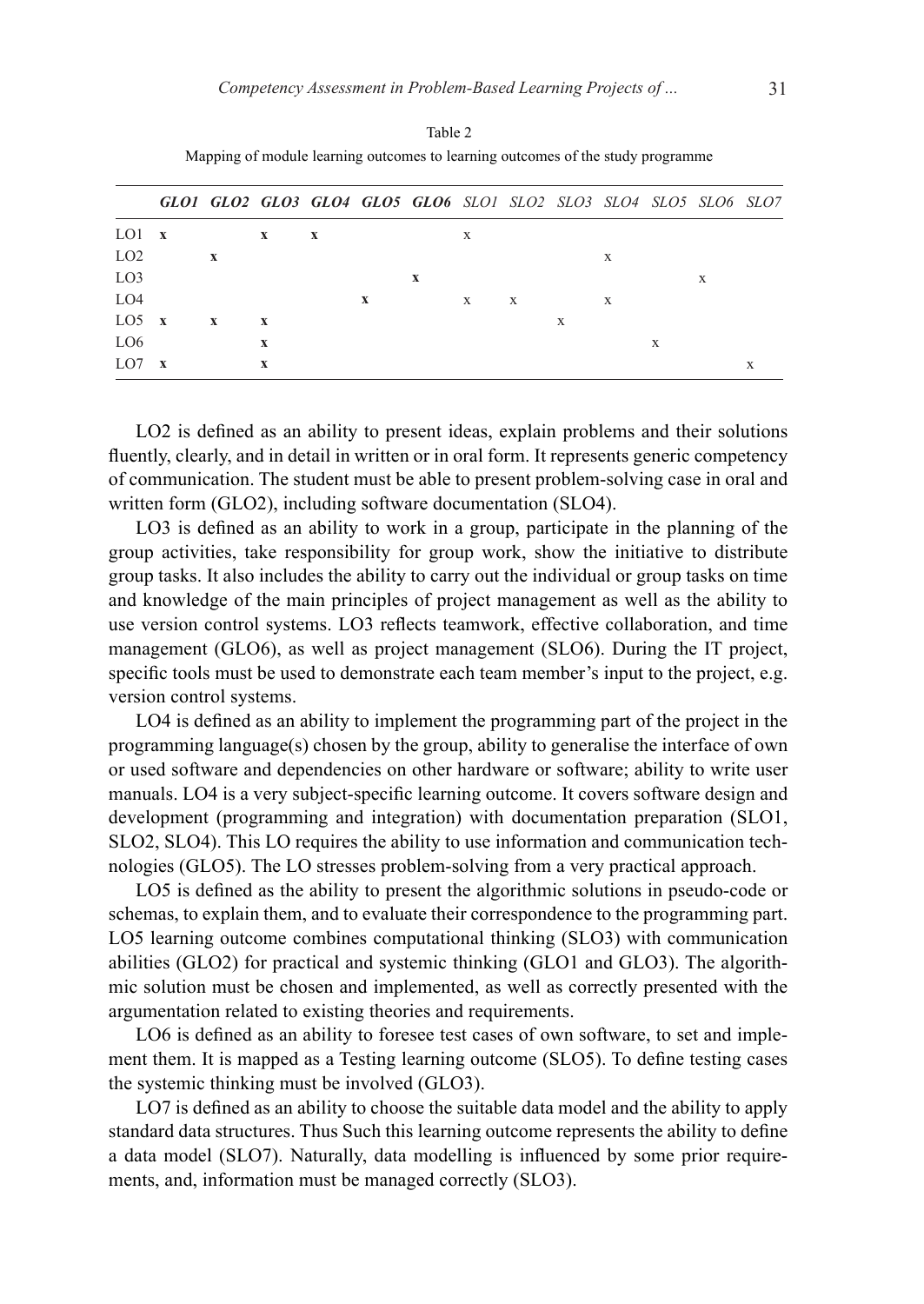Table 2

Mapping of module learning outcomes to learning outcomes of the study programme

| | ***GLO1*** | ***GLO2*** | ***GLO3*** | ***GLO4*** | ***GLO5*** | ***GLO6*** | *SLO1* | *SLO2* | *SLO3* | *SLO4* | *SLO5* | *SLO6* | *SLO7* |
|---|---|---|---|---|---|---|---|---|---|---|---|---|---|
| LO1 | **x** | | **x** | **x** | | | x | | | | | | |
| LO2 | | **x** | | | | | | | | x | | | |
| LO3 | | | | | | **x** | | | | | | x | |
| LO4 | | | | | **x** | | x | x | | x | | | |
| LO5 | **x** | **x** | **x** | | | | | | x | | | | |
| LO6 | | | **x** | | | | | | | | x | | |
| LO7 | **x** | | **x** | | | | | | | | | | x |

LO2 is defined as an ability to present ideas, explain problems and their solutions fluently, clearly, and in detail in written or in oral form. It represents generic competency of communication. The student must be able to present problem-solving case in oral and written form (GLO2), including software documentation (SLO4).

LO3 is defined as an ability to work in a group, participate in the planning of the group activities, take responsibility for group work, show the initiative to distribute group tasks. It also includes the ability to carry out the individual or group tasks on time and knowledge of the main principles of project management as well as the ability to use version control systems. LO3 reflects teamwork, effective collaboration, and time management (GLO6), as well as project management (SLO6). During the IT project, specific tools must be used to demonstrate each team member's input to the project, e.g. version control systems.

LO4 is defined as an ability to implement the programming part of the project in the programming language(s) chosen by the group, ability to generalise the interface of own or used software and dependencies on other hardware or software; ability to write user manuals. LO4 is a very subject-specific learning outcome. It covers software design and development (programming and integration) with documentation preparation (SLO1, SLO2, SLO4). This LO requires the ability to use information and communication technologies (GLO5). The LO stresses problem-solving from a very practical approach.

LO5 is defined as the ability to present the algorithmic solutions in pseudo-code or schemas, to explain them, and to evaluate their correspondence to the programming part. LO5 learning outcome combines computational thinking (SLO3) with communication abilities (GLO2) for practical and systemic thinking (GLO1 and GLO3). The algorithmic solution must be chosen and implemented, as well as correctly presented with the argumentation related to existing theories and requirements.

LO6 is defined as an ability to foresee test cases of own software, to set and implement them. It is mapped as a Testing learning outcome (SLO5). To define testing cases the systemic thinking must be involved (GLO3).

LO7 is defined as an ability to choose the suitable data model and the ability to apply standard data structures. Thus Such this learning outcome represents the ability to define a data model (SLO7). Naturally, data modelling is influenced by some prior requirements, and, information must be managed correctly (SLO3).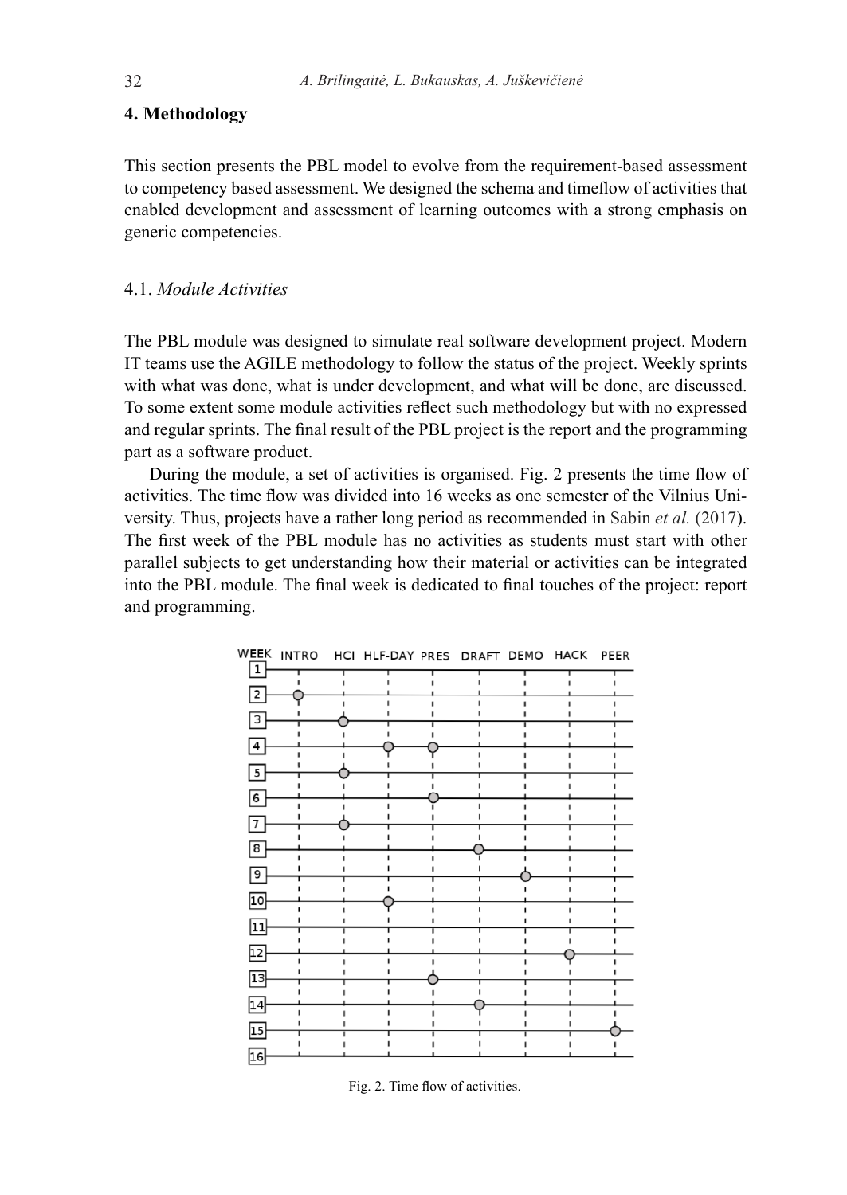## 4. Methodology

This section presents the PBL model to evolve from the requirement-based assessment to competency based assessment. We designed the schema and timeflow of activities that enabled development and assessment of learning outcomes with a strong emphasis on generic competencies.

### 4.1. *Module Activities*

The PBL module was designed to simulate real software development project. Modern IT teams use the AGILE methodology to follow the status of the project. Weekly sprints with what was done, what is under development, and what will be done, are discussed. To some extent some module activities reflect such methodology but with no expressed and regular sprints. The final result of the PBL project is the report and the programming part as a software product.

During the module, a set of activities is organised. Fig. 2 presents the time flow of activities. The time flow was divided into 16 weeks as one semester of the Vilnius University. Thus, projects have a rather long period as recommended in Sabin *et al.* (2017). The first week of the PBL module has no activities as students must start with other parallel subjects to get understanding how their material or activities can be integrated into the PBL module. The final week is dedicated to final touches of the project: report and programming.

| WEEK | INTRO | HCI | HLF-DAY | PRES | DRAFT | DEMO | HACK | PEER |
|---|---|---|---|---|---|---|---|---|
| 1 | | | | | | | | |
| 2 | ○ | | | | | | | |
| 3 | | ○ | | | | | | |
| 4 | | | ○ | ○ | | | | |
| 5 | | ○ | | | | | | |
| 6 | | | | ○ | | | | |
| 7 | | ○ | | | | | | |
| 8 | | | | | ○ | | | |
| 9 | | | | | | ○ | | |
| 10 | | | ○ | | | | | |
| 11 | | | | | | | | |
| 12 | | | | | | | ○ | |
| 13 | | | | ○ | | | | |
| 14 | | | | | ○ | | | |
| 15 | | | | | | | | ○ |
| 16 | | | | | | | | |

Fig. 2. Time flow of activities.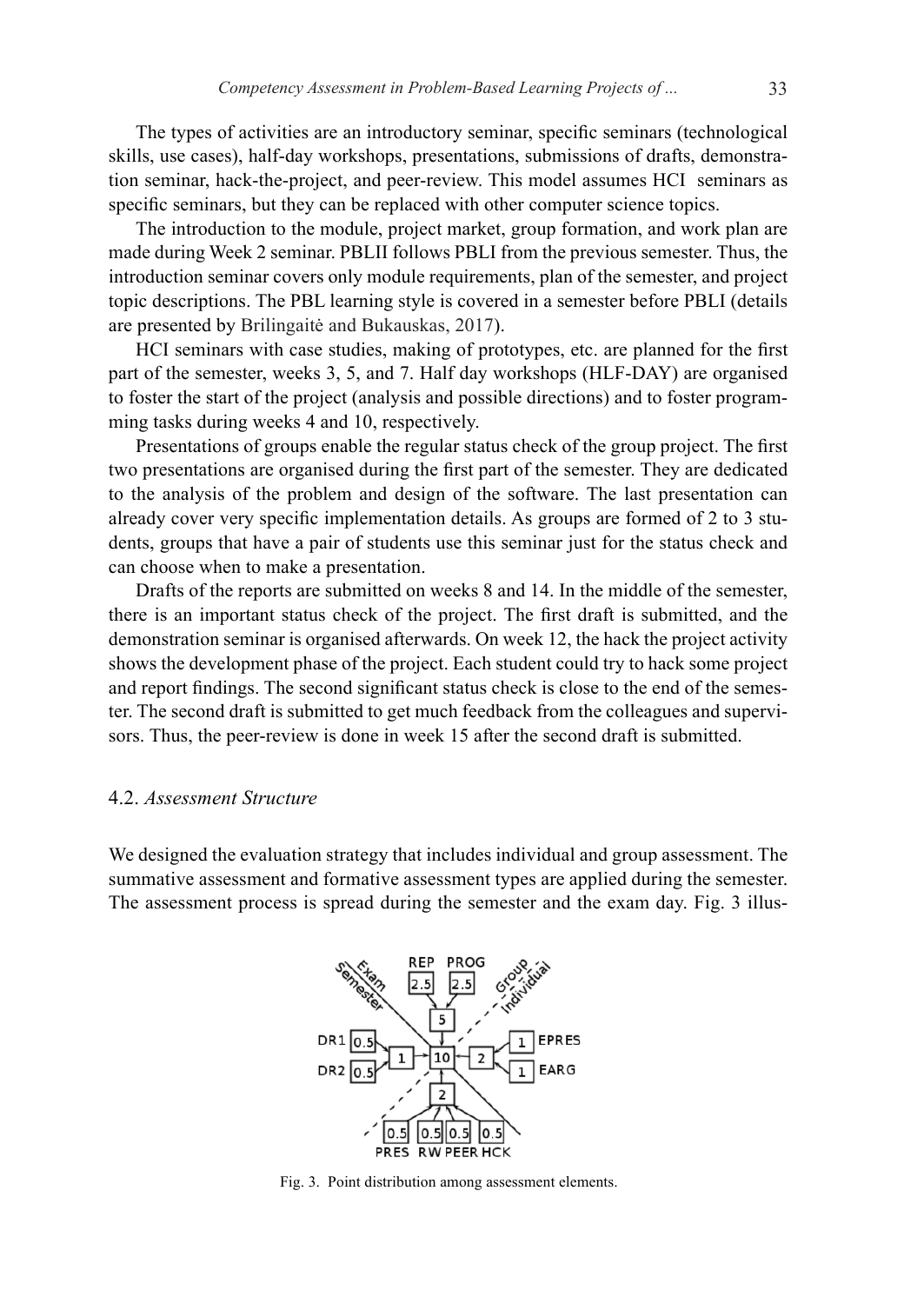The types of activities are an introductory seminar, specific seminars (technological skills, use cases), half-day workshops, presentations, submissions of drafts, demonstration seminar, hack-the-project, and peer-review. This model assumes HCI seminars as specific seminars, but they can be replaced with other computer science topics.

The introduction to the module, project market, group formation, and work plan are made during Week 2 seminar. PBLII follows PBLI from the previous semester. Thus, the introduction seminar covers only module requirements, plan of the semester, and project topic descriptions. The PBL learning style is covered in a semester before PBLI (details are presented by Brilingaitė and Bukauskas, 2017).

HCI seminars with case studies, making of prototypes, etc. are planned for the first part of the semester, weeks 3, 5, and 7. Half day workshops (HLF-DAY) are organised to foster the start of the project (analysis and possible directions) and to foster programming tasks during weeks 4 and 10, respectively.

Presentations of groups enable the regular status check of the group project. The first two presentations are organised during the first part of the semester. They are dedicated to the analysis of the problem and design of the software. The last presentation can already cover very specific implementation details. As groups are formed of 2 to 3 students, groups that have a pair of students use this seminar just for the status check and can choose when to make a presentation.

Drafts of the reports are submitted on weeks 8 and 14. In the middle of the semester, there is an important status check of the project. The first draft is submitted, and the demonstration seminar is organised afterwards. On week 12, the hack the project activity shows the development phase of the project. Each student could try to hack some project and report findings. The second significant status check is close to the end of the semester. The second draft is submitted to get much feedback from the colleagues and supervisors. Thus, the peer-review is done in week 15 after the second draft is submitted.

### 4.2. *Assessment Structure*

We designed the evaluation strategy that includes individual and group assessment. The summative assessment and formative assessment types are applied during the semester. The assessment process is spread during the semester and the exam day. Fig. 3 illus-

Fig. 3. Point distribution among assessment elements.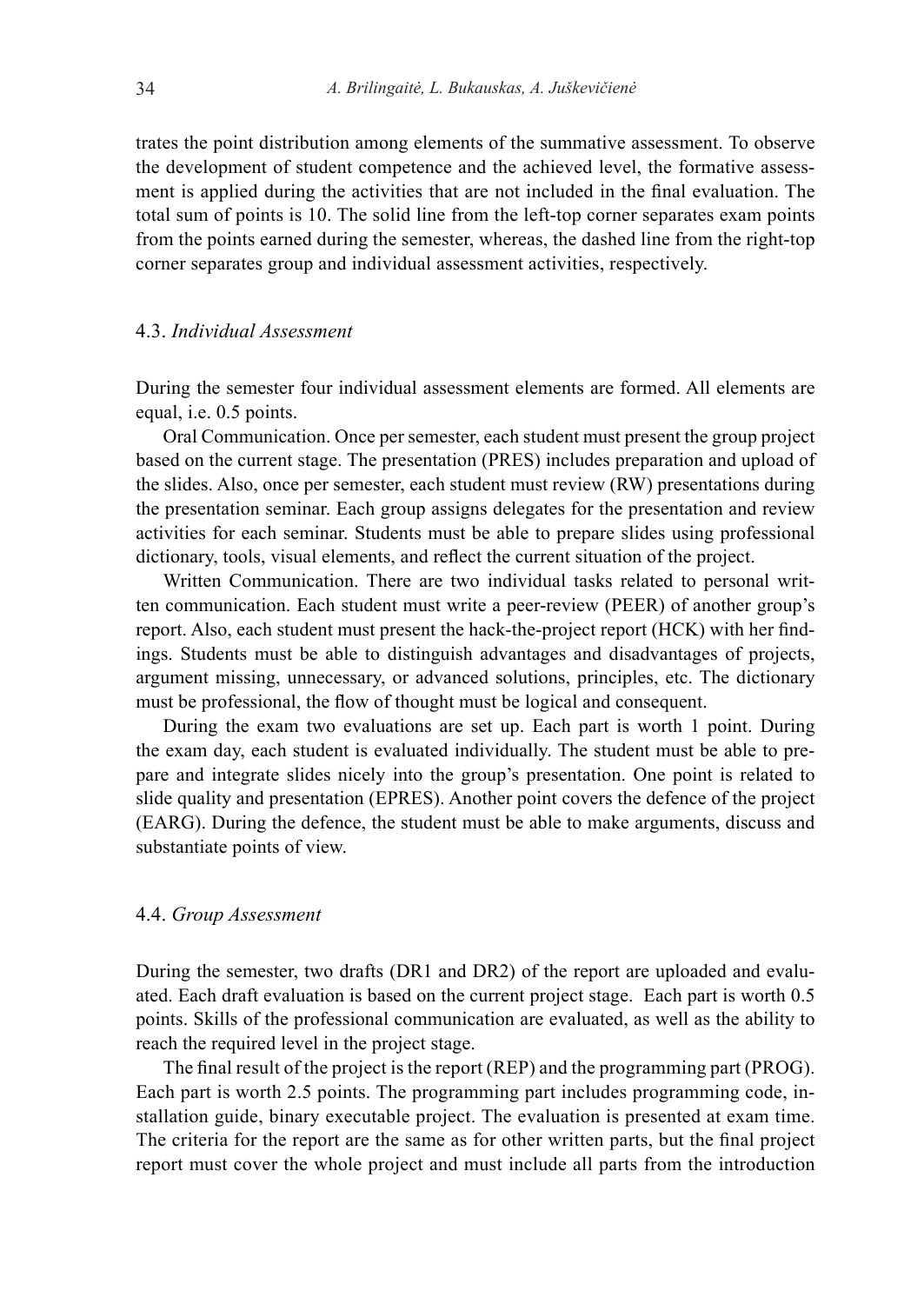trates the point distribution among elements of the summative assessment. To observe the development of student competence and the achieved level, the formative assessment is applied during the activities that are not included in the final evaluation. The total sum of points is 10. The solid line from the left-top corner separates exam points from the points earned during the semester, whereas, the dashed line from the right-top corner separates group and individual assessment activities, respectively.

### 4.3. *Individual Assessment*

During the semester four individual assessment elements are formed. All elements are equal, i.e. 0.5 points.

Oral Communication. Once per semester, each student must present the group project based on the current stage. The presentation (PRES) includes preparation and upload of the slides. Also, once per semester, each student must review (RW) presentations during the presentation seminar. Each group assigns delegates for the presentation and review activities for each seminar. Students must be able to prepare slides using professional dictionary, tools, visual elements, and reflect the current situation of the project.

Written Communication. There are two individual tasks related to personal written communication. Each student must write a peer-review (PEER) of another group's report. Also, each student must present the hack-the-project report (HCK) with her findings. Students must be able to distinguish advantages and disadvantages of projects, argument missing, unnecessary, or advanced solutions, principles, etc. The dictionary must be professional, the flow of thought must be logical and consequent.

During the exam two evaluations are set up. Each part is worth 1 point. During the exam day, each student is evaluated individually. The student must be able to prepare and integrate slides nicely into the group's presentation. One point is related to slide quality and presentation (EPRES). Another point covers the defence of the project (EARG). During the defence, the student must be able to make arguments, discuss and substantiate points of view.

### 4.4. *Group Assessment*

During the semester, two drafts (DR1 and DR2) of the report are uploaded and evaluated. Each draft evaluation is based on the current project stage. Each part is worth 0.5 points. Skills of the professional communication are evaluated, as well as the ability to reach the required level in the project stage.

The final result of the project is the report (REP) and the programming part (PROG). Each part is worth 2.5 points. The programming part includes programming code, installation guide, binary executable project. The evaluation is presented at exam time. The criteria for the report are the same as for other written parts, but the final project report must cover the whole project and must include all parts from the introduction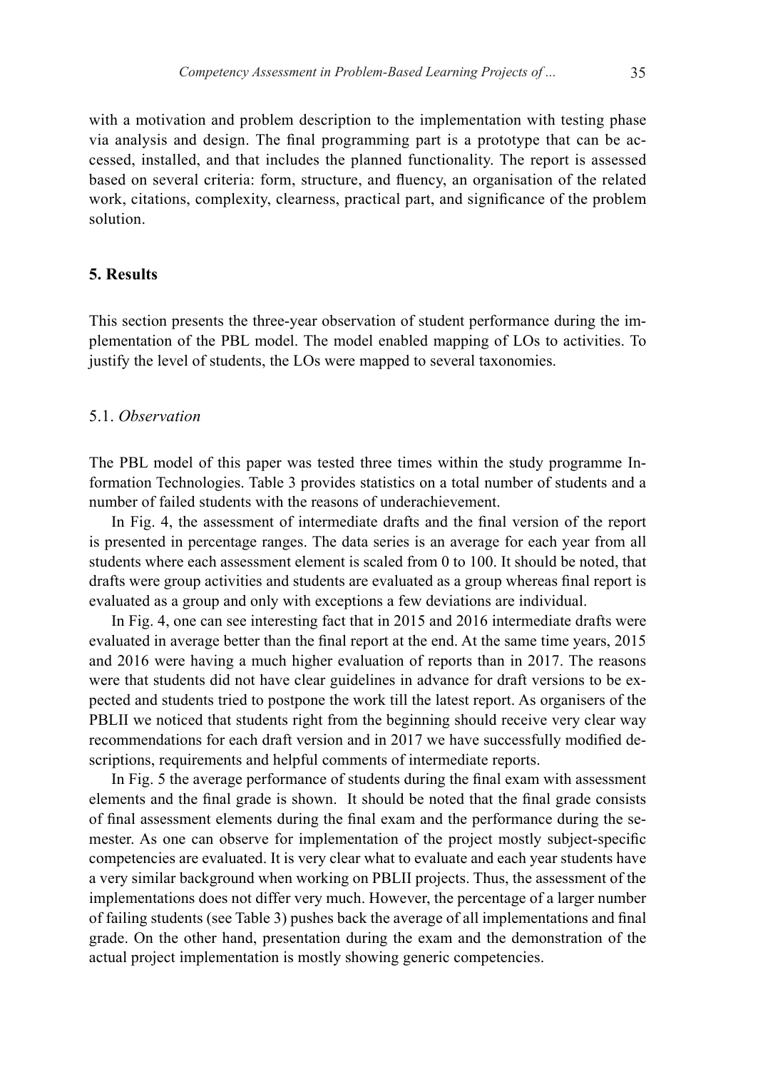with a motivation and problem description to the implementation with testing phase via analysis and design. The final programming part is a prototype that can be accessed, installed, and that includes the planned functionality. The report is assessed based on several criteria: form, structure, and fluency, an organisation of the related work, citations, complexity, clearness, practical part, and significance of the problem solution.

## 5. Results

This section presents the three-year observation of student performance during the implementation of the PBL model. The model enabled mapping of LOs to activities. To justify the level of students, the LOs were mapped to several taxonomies.

### 5.1. *Observation*

The PBL model of this paper was tested three times within the study programme Information Technologies. Table 3 provides statistics on a total number of students and a number of failed students with the reasons of underachievement.

In Fig. 4, the assessment of intermediate drafts and the final version of the report is presented in percentage ranges. The data series is an average for each year from all students where each assessment element is scaled from 0 to 100. It should be noted, that drafts were group activities and students are evaluated as a group whereas final report is evaluated as a group and only with exceptions a few deviations are individual.

In Fig. 4, one can see interesting fact that in 2015 and 2016 intermediate drafts were evaluated in average better than the final report at the end. At the same time years, 2015 and 2016 were having a much higher evaluation of reports than in 2017. The reasons were that students did not have clear guidelines in advance for draft versions to be expected and students tried to postpone the work till the latest report. As organisers of the PBLII we noticed that students right from the beginning should receive very clear way recommendations for each draft version and in 2017 we have successfully modified descriptions, requirements and helpful comments of intermediate reports.

In Fig. 5 the average performance of students during the final exam with assessment elements and the final grade is shown. It should be noted that the final grade consists of final assessment elements during the final exam and the performance during the semester. As one can observe for implementation of the project mostly subject-specific competencies are evaluated. It is very clear what to evaluate and each year students have a very similar background when working on PBLII projects. Thus, the assessment of the implementations does not differ very much. However, the percentage of a larger number of failing students (see Table 3) pushes back the average of all implementations and final grade. On the other hand, presentation during the exam and the demonstration of the actual project implementation is mostly showing generic competencies.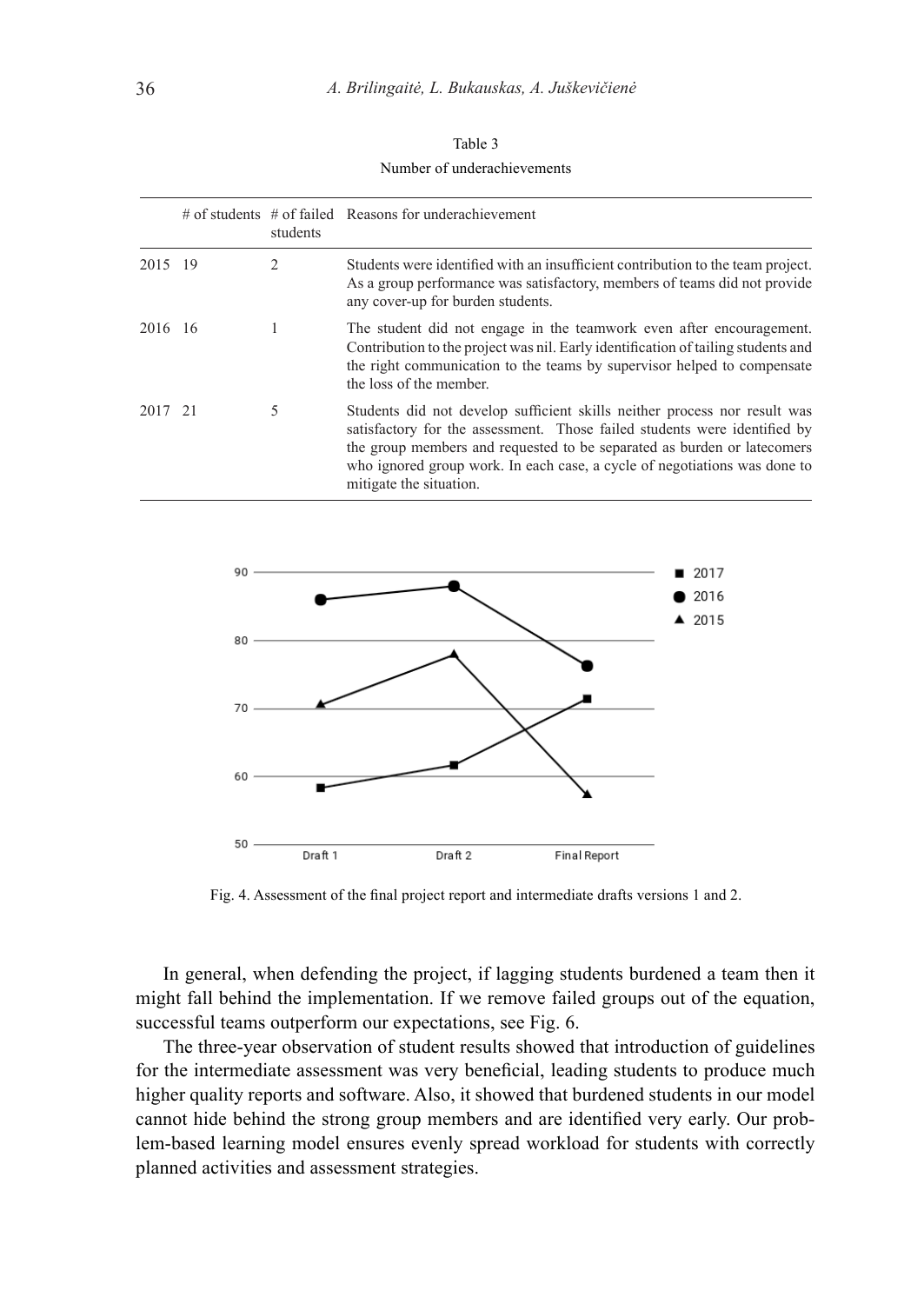Table 3

Number of underachievements

| | # of students | # of failed students | Reasons for underachievement |
|---|---|---|---|
| 2015 | 19 | 2 | Students were identified with an insufficient contribution to the team project. As a group performance was satisfactory, members of teams did not provide any cover-up for burden students. |
| 2016 | 16 | 1 | The student did not engage in the teamwork even after encouragement. Contribution to the project was nil. Early identification of tailing students and the right communication to the teams by supervisor helped to compensate the loss of the member. |
| 2017 | 21 | 5 | Students did not develop sufficient skills neither process nor result was satisfactory for the assessment. Those failed students were identified by the group members and requested to be separated as burden or latecomers who ignored group work. In each case, a cycle of negotiations was done to mitigate the situation. |

Fig. 4. Assessment of the final project report and intermediate drafts versions 1 and 2.

In general, when defending the project, if lagging students burdened a team then it might fall behind the implementation. If we remove failed groups out of the equation, successful teams outperform our expectations, see Fig. 6.

The three-year observation of student results showed that introduction of guidelines for the intermediate assessment was very beneficial, leading students to produce much higher quality reports and software. Also, it showed that burdened students in our model cannot hide behind the strong group members and are identified very early. Our problem-based learning model ensures evenly spread workload for students with correctly planned activities and assessment strategies.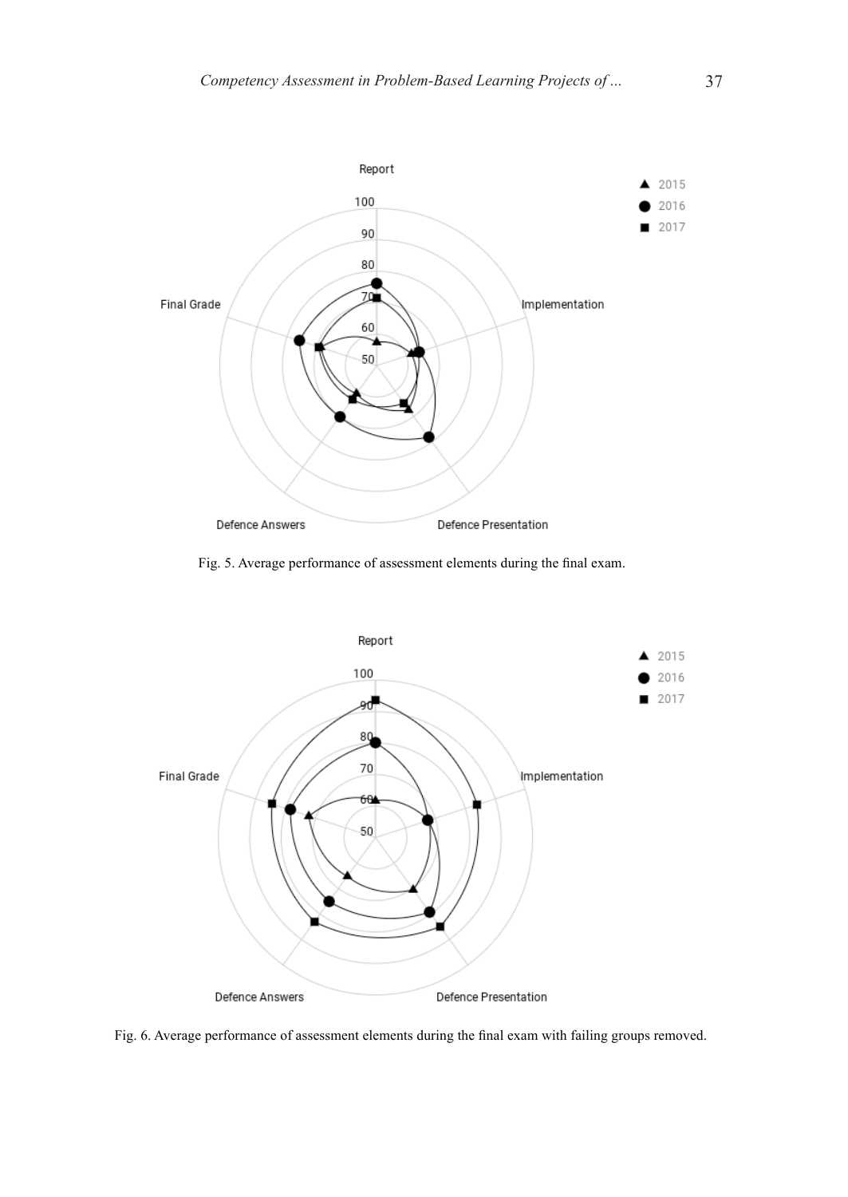Fig. 5. Average performance of assessment elements during the final exam.

Fig. 6. Average performance of assessment elements during the final exam with failing groups removed.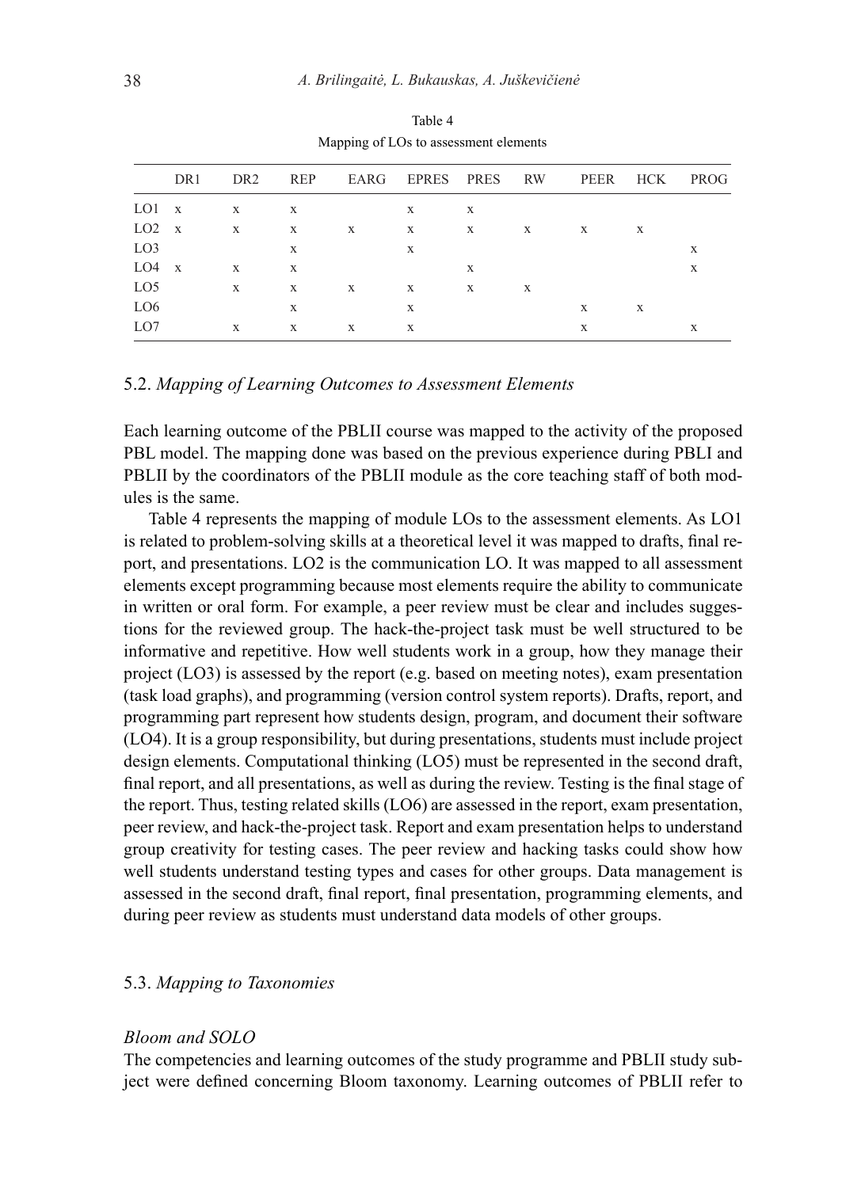Table 4

Mapping of LOs to assessment elements

| | DR1 | DR2 | REP | EARG | EPRES | PRES | RW | PEER | HCK | PROG |
|---|---|---|---|---|---|---|---|---|---|---|
| LO1 | x | x | x | | x | x | | | | |
| LO2 | x | x | x | x | x | x | x | x | x | |
| LO3 | | | x | | x | | | | | x |
| LO4 | x | x | x | | | x | | | | x |
| LO5 | | x | x | x | x | x | x | | | |
| LO6 | | | x | | x | | | x | x | |
| LO7 | | x | x | x | x | | | x | | x |

### 5.2. *Mapping of Learning Outcomes to Assessment Elements*

Each learning outcome of the PBLII course was mapped to the activity of the proposed PBL model. The mapping done was based on the previous experience during PBLI and PBLII by the coordinators of the PBLII module as the core teaching staff of both modules is the same.

Table 4 represents the mapping of module LOs to the assessment elements. As LO1 is related to problem-solving skills at a theoretical level it was mapped to drafts, final report, and presentations. LO2 is the communication LO. It was mapped to all assessment elements except programming because most elements require the ability to communicate in written or oral form. For example, a peer review must be clear and includes suggestions for the reviewed group. The hack-the-project task must be well structured to be informative and repetitive. How well students work in a group, how they manage their project (LO3) is assessed by the report (e.g. based on meeting notes), exam presentation (task load graphs), and programming (version control system reports). Drafts, report, and programming part represent how students design, program, and document their software (LO4). It is a group responsibility, but during presentations, students must include project design elements. Computational thinking (LO5) must be represented in the second draft, final report, and all presentations, as well as during the review. Testing is the final stage of the report. Thus, testing related skills (LO6) are assessed in the report, exam presentation, peer review, and hack-the-project task. Report and exam presentation helps to understand group creativity for testing cases. The peer review and hacking tasks could show how well students understand testing types and cases for other groups. Data management is assessed in the second draft, final report, final presentation, programming elements, and during peer review as students must understand data models of other groups.

### 5.3. *Mapping to Taxonomies*

*Bloom and SOLO*

The competencies and learning outcomes of the study programme and PBLII study subject were defined concerning Bloom taxonomy. Learning outcomes of PBLII refer to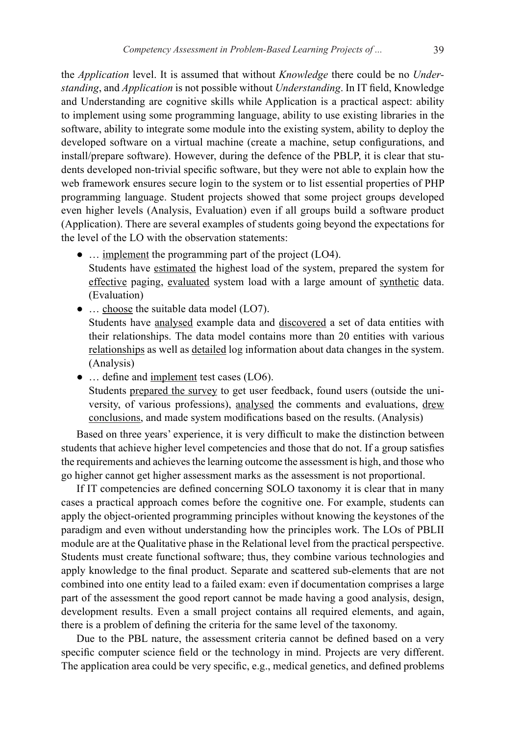the *Application* level. It is assumed that without *Knowledge* there could be no *Understanding*, and *Application* is not possible without *Understanding*. In IT field, Knowledge and Understanding are cognitive skills while Application is a practical aspect: ability to implement using some programming language, ability to use existing libraries in the software, ability to integrate some module into the existing system, ability to deploy the developed software on a virtual machine (create a machine, setup configurations, and install/prepare software). However, during the defence of the PBLP, it is clear that students developed non-trivial specific software, but they were not able to explain how the web framework ensures secure login to the system or to list essential properties of PHP programming language. Student projects showed that some project groups developed even higher levels (Analysis, Evaluation) even if all groups build a software product (Application). There are several examples of students going beyond the expectations for the level of the LO with the observation statements:

- … <u>implement</u> the programming part of the project (LO4).
  Students have <u>estimated</u> the highest load of the system, prepared the system for <u>effective</u> paging, <u>evaluated</u> system load with a large amount of <u>synthetic</u> data. (Evaluation)
- … <u>choose</u> the suitable data model (LO7).
  Students have <u>analysed</u> example data and <u>discovered</u> a set of data entities with their relationships. The data model contains more than 20 entities with various <u>relationships</u> as well as <u>detailed</u> log information about data changes in the system. (Analysis)
- … define and <u>implement</u> test cases (LO6).
  Students <u>prepared the survey</u> to get user feedback, found users (outside the university, of various professions), <u>analysed</u> the comments and evaluations, <u>drew conclusions</u>, and made system modifications based on the results. (Analysis)

Based on three years' experience, it is very difficult to make the distinction between students that achieve higher level competencies and those that do not. If a group satisfies the requirements and achieves the learning outcome the assessment is high, and those who go higher cannot get higher assessment marks as the assessment is not proportional.

If IT competencies are defined concerning SOLO taxonomy it is clear that in many cases a practical approach comes before the cognitive one. For example, students can apply the object-oriented programming principles without knowing the keystones of the paradigm and even without understanding how the principles work. The LOs of PBLII module are at the Qualitative phase in the Relational level from the practical perspective. Students must create functional software; thus, they combine various technologies and apply knowledge to the final product. Separate and scattered sub-elements that are not combined into one entity lead to a failed exam: even if documentation comprises a large part of the assessment the good report cannot be made having a good analysis, design, development results. Even a small project contains all required elements, and again, there is a problem of defining the criteria for the same level of the taxonomy.

Due to the PBL nature, the assessment criteria cannot be defined based on a very specific computer science field or the technology in mind. Projects are very different. The application area could be very specific, e.g., medical genetics, and defined problems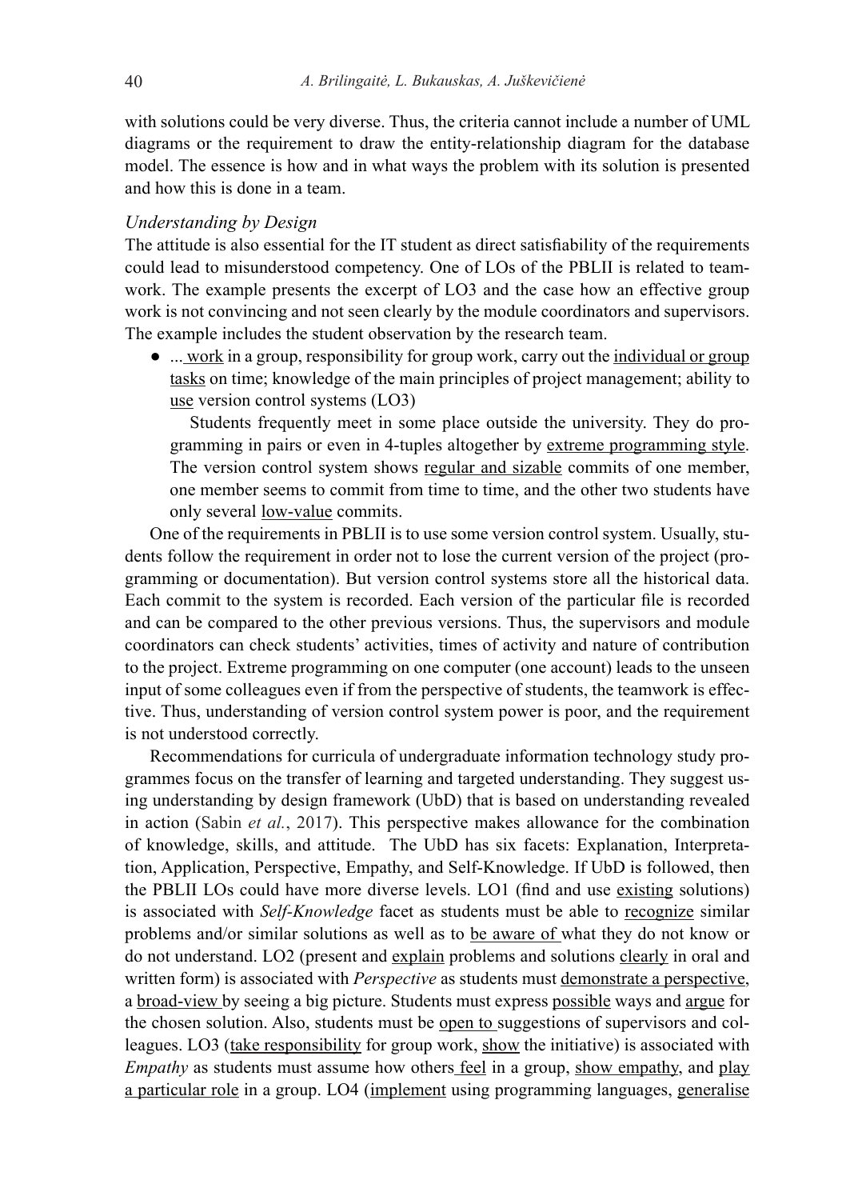with solutions could be very diverse. Thus, the criteria cannot include a number of UML diagrams or the requirement to draw the entity-relationship diagram for the database model. The essence is how and in what ways the problem with its solution is presented and how this is done in a team.

*Understanding by Design*

The attitude is also essential for the IT student as direct satisfiability of the requirements could lead to misunderstood competency. One of LOs of the PBLII is related to teamwork. The example presents the excerpt of LO3 and the case how an effective group work is not convincing and not seen clearly by the module coordinators and supervisors. The example includes the student observation by the research team.

- ... <u>work</u> in a group, responsibility for group work, carry out the <u>individual or group tasks</u> on time; knowledge of the main principles of project management; ability to <u>use</u> version control systems (LO3)

  Students frequently meet in some place outside the university. They do programming in pairs or even in 4-tuples altogether by <u>extreme programming style</u>. The version control system shows <u>regular and sizable</u> commits of one member, one member seems to commit from time to time, and the other two students have only several <u>low-value</u> commits.

One of the requirements in PBLII is to use some version control system. Usually, students follow the requirement in order not to lose the current version of the project (programming or documentation). But version control systems store all the historical data. Each commit to the system is recorded. Each version of the particular file is recorded and can be compared to the other previous versions. Thus, the supervisors and module coordinators can check students' activities, times of activity and nature of contribution to the project. Extreme programming on one computer (one account) leads to the unseen input of some colleagues even if from the perspective of students, the teamwork is effective. Thus, understanding of version control system power is poor, and the requirement is not understood correctly.

Recommendations for curricula of undergraduate information technology study programmes focus on the transfer of learning and targeted understanding. They suggest using understanding by design framework (UbD) that is based on understanding revealed in action (Sabin *et al.*, 2017). This perspective makes allowance for the combination of knowledge, skills, and attitude. The UbD has six facets: Explanation, Interpretation, Application, Perspective, Empathy, and Self-Knowledge. If UbD is followed, then the PBLII LOs could have more diverse levels. LO1 (find and use <u>existing</u> solutions) is associated with *Self-Knowledge* facet as students must be able to <u>recognize</u> similar problems and/or similar solutions as well as to <u>be aware of</u> what they do not know or do not understand. LO2 (present and <u>explain</u> problems and solutions <u>clearly</u> in oral and written form) is associated with *Perspective* as students must <u>demonstrate a perspective</u>, a <u>broad-view</u> by seeing a big picture. Students must express <u>possible</u> ways and <u>argue</u> for the chosen solution. Also, students must be <u>open to</u> suggestions of supervisors and colleagues. LO3 (<u>take responsibility</u> for group work, <u>show</u> the initiative) is associated with *Empathy* as students must assume how others <u>feel</u> in a group, <u>show empathy</u>, and <u>play a particular role</u> in a group. LO4 (<u>implement</u> using programming languages, <u>generalise</u>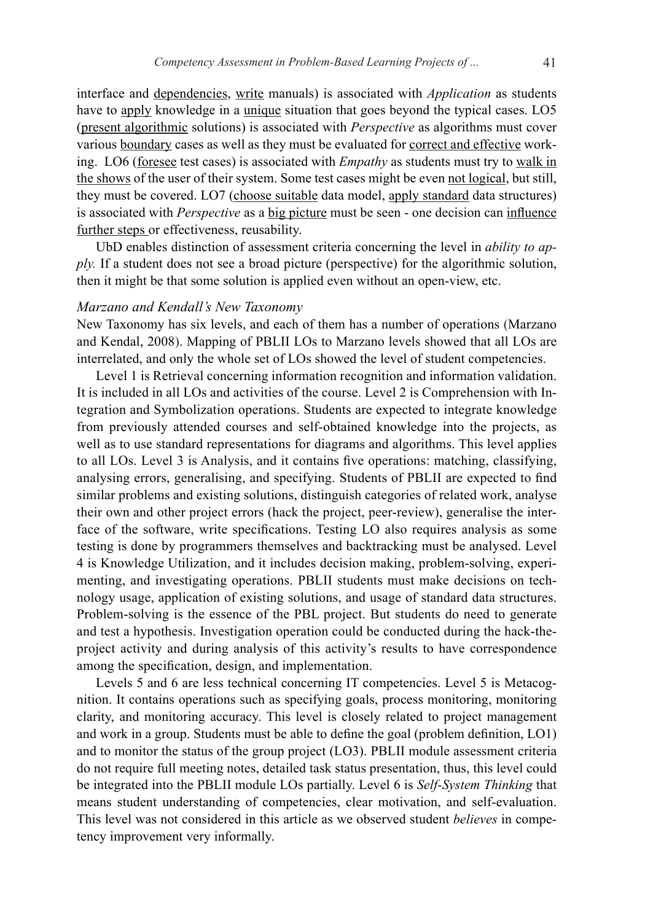interface and dependencies, write manuals) is associated with *Application* as students have to apply knowledge in a unique situation that goes beyond the typical cases. LO5 (present algorithmic solutions) is associated with *Perspective* as algorithms must cover various boundary cases as well as they must be evaluated for correct and effective working. LO6 (foresee test cases) is associated with *Empathy* as students must try to walk in the shows of the user of their system. Some test cases might be even not logical, but still, they must be covered. LO7 (choose suitable data model, apply standard data structures) is associated with *Perspective* as a big picture must be seen - one decision can influence further steps or effectiveness, reusability.

UbD enables distinction of assessment criteria concerning the level in *ability to apply.* If a student does not see a broad picture (perspective) for the algorithmic solution, then it might be that some solution is applied even without an open-view, etc.

*Marzano and Kendall's New Taxonomy*

New Taxonomy has six levels, and each of them has a number of operations (Marzano and Kendal, 2008). Mapping of PBLII LOs to Marzano levels showed that all LOs are interrelated, and only the whole set of LOs showed the level of student competencies.

Level 1 is Retrieval concerning information recognition and information validation. It is included in all LOs and activities of the course. Level 2 is Comprehension with Integration and Symbolization operations. Students are expected to integrate knowledge from previously attended courses and self-obtained knowledge into the projects, as well as to use standard representations for diagrams and algorithms. This level applies to all LOs. Level 3 is Analysis, and it contains five operations: matching, classifying, analysing errors, generalising, and specifying. Students of PBLII are expected to find similar problems and existing solutions, distinguish categories of related work, analyse their own and other project errors (hack the project, peer-review), generalise the interface of the software, write specifications. Testing LO also requires analysis as some testing is done by programmers themselves and backtracking must be analysed. Level 4 is Knowledge Utilization, and it includes decision making, problem-solving, experimenting, and investigating operations. PBLII students must make decisions on technology usage, application of existing solutions, and usage of standard data structures. Problem-solving is the essence of the PBL project. But students do need to generate and test a hypothesis. Investigation operation could be conducted during the hack-the-project activity and during analysis of this activity's results to have correspondence among the specification, design, and implementation.

Levels 5 and 6 are less technical concerning IT competencies. Level 5 is Metacognition. It contains operations such as specifying goals, process monitoring, monitoring clarity, and monitoring accuracy. This level is closely related to project management and work in a group. Students must be able to define the goal (problem definition, LO1) and to monitor the status of the group project (LO3). PBLII module assessment criteria do not require full meeting notes, detailed task status presentation, thus, this level could be integrated into the PBLII module LOs partially. Level 6 is *Self-System Thinking* that means student understanding of competencies, clear motivation, and self-evaluation. This level was not considered in this article as we observed student *believes* in competency improvement very informally.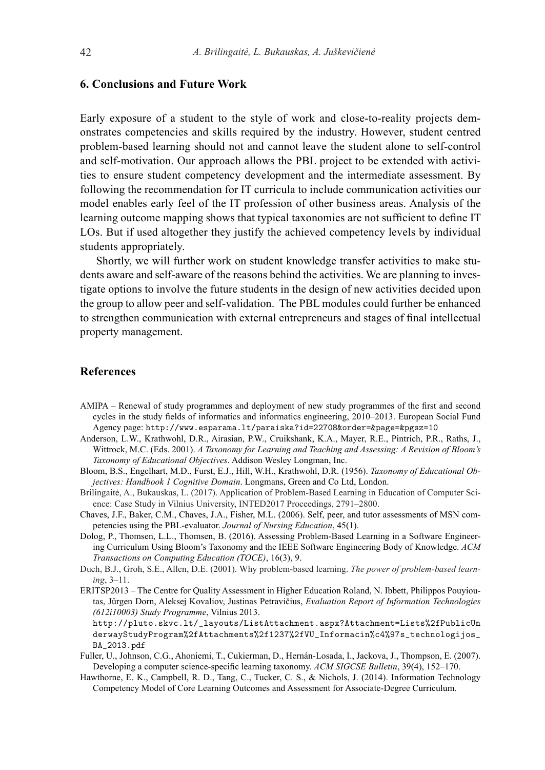## 6. Conclusions and Future Work

Early exposure of a student to the style of work and close-to-reality projects demonstrates competencies and skills required by the industry. However, student centred problem-based learning should not and cannot leave the student alone to self-control and self-motivation. Our approach allows the PBL project to be extended with activities to ensure student competency development and the intermediate assessment. By following the recommendation for IT curricula to include communication activities our model enables early feel of the IT profession of other business areas. Analysis of the learning outcome mapping shows that typical taxonomies are not sufficient to define IT LOs. But if used altogether they justify the achieved competency levels by individual students appropriately.

Shortly, we will further work on student knowledge transfer activities to make students aware and self-aware of the reasons behind the activities. We are planning to investigate options to involve the future students in the design of new activities decided upon the group to allow peer and self-validation. The PBL modules could further be enhanced to strengthen communication with external entrepreneurs and stages of final intellectual property management.

## References

AMIPA – Renewal of study programmes and deployment of new study programmes of the first and second cycles in the study fields of informatics and informatics engineering, 2010–2013. European Social Fund Agency page: `http://www.esparama.lt/paraiska?id=22708&order=&page=&pgsz=10`

Anderson, L.W., Krathwohl, D.R., Airasian, P.W., Cruikshank, K.A., Mayer, R.E., Pintrich, P.R., Raths, J., Wittrock, M.C. (Eds. 2001). *A Taxonomy for Learning and Teaching and Assessing: A Revision of Bloom's Taxonomy of Educational Objectives*. Addison Wesley Longman, Inc.

Bloom, B.S., Engelhart, M.D., Furst, E.J., Hill, W.H., Krathwohl, D.R. (1956). *Taxonomy of Educational Objectives: Handbook 1 Cognitive Domain*. Longmans, Green and Co Ltd, London.

Brilingaitė, A., Bukauskas, L. (2017). Application of Problem-Based Learning in Education of Computer Science: Case Study in Vilnius University, INTED2017 Proceedings, 2791–2800.

Chaves, J.F., Baker, C.M., Chaves, J.A., Fisher, M.L. (2006). Self, peer, and tutor assessments of MSN competencies using the PBL-evaluator. *Journal of Nursing Education*, 45(1).

Dolog, P., Thomsen, L.L., Thomsen, B. (2016). Assessing Problem-Based Learning in a Software Engineering Curriculum Using Bloom's Taxonomy and the IEEE Software Engineering Body of Knowledge. *ACM Transactions on Computing Education (TOCE)*, 16(3), 9.

Duch, B.J., Groh, S.E., Allen, D.E. (2001). Why problem-based learning. *The power of problem-based learning*, 3–11.

ERITSP2013 – The Centre for Quality Assessment in Higher Education Roland, N. Ibbett, Philippos Pouyioutas, Jürgen Dorn, Aleksej Kovaliov, Justinas Petravičius, *Evaluation Report of Information Technologies (612i10003) Study Programme*, Vilnius 2013. `http://pluto.skvc.lt/_layouts/ListAttachment.aspx?Attachment=Lists%2fPublicUnderwayStudyProgram%2fAttachments%2f1237%2fVU_Informacin%c4%97s_technologijos_BA_2013.pdf`

Fuller, U., Johnson, C.G., Ahoniemi, T., Cukierman, D., Hernán-Losada, I., Jackova, J., Thompson, E. (2007). Developing a computer science-specific learning taxonomy. *ACM SIGCSE Bulletin*, 39(4), 152–170.

Hawthorne, E. K., Campbell, R. D., Tang, C., Tucker, C. S., & Nichols, J. (2014). Information Technology Competency Model of Core Learning Outcomes and Assessment for Associate-Degree Curriculum.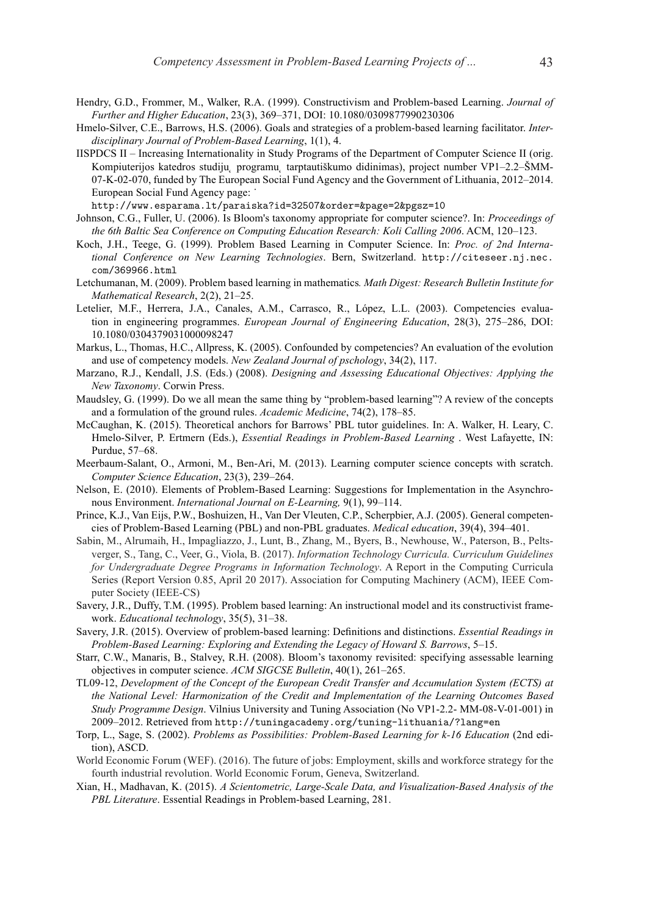Hendry, G.D., Frommer, M., Walker, R.A. (1999). Constructivism and Problem-based Learning. *Journal of Further and Higher Education*, 23(3), 369–371, DOI: 10.1080/0309877990230306

Hmelo-Silver, C.E., Barrows, H.S. (2006). Goals and strategies of a problem-based learning facilitator. *Interdisciplinary Journal of Problem-Based Learning*, 1(1), 4.

IISPDCS II – Increasing Internationality in Study Programs of the Department of Computer Science II (orig. Kompiuterijos katedros studijų programų tarptautiškumo didinimas), project number VP1–2.2–ŠMM-07-K-02-070, funded by The European Social Fund Agency and the Government of Lithuania, 2012–2014. European Social Fund Agency page: http://www.esparama.lt/paraiska?id=32507&order=&page=2&pgsz=10

Johnson, C.G., Fuller, U. (2006). Is Bloom's taxonomy appropriate for computer science?. In: *Proceedings of the 6th Baltic Sea Conference on Computing Education Research: Koli Calling 2006*. ACM, 120–123.

Koch, J.H., Teege, G. (1999). Problem Based Learning in Computer Science. In: *Proc. of 2nd International Conference on New Learning Technologies*. Bern, Switzerland. http://citeseer.nj.nec.com/369966.html

Letchumanan, M. (2009). Problem based learning in mathematics*. Math Digest: Research Bulletin Institute for Mathematical Research*, 2(2), 21–25.

Letelier, M.F., Herrera, J.A., Canales, A.M., Carrasco, R., López, L.L. (2003). Competencies evaluation in engineering programmes. *European Journal of Engineering Education*, 28(3), 275–286, DOI: 10.1080/0304379031000098247

Markus, L., Thomas, H.C., Allpress, K. (2005). Confounded by competencies? An evaluation of the evolution and use of competency models. *New Zealand Journal of pschology*, 34(2), 117.

Marzano, R.J., Kendall, J.S. (Eds.) (2008). *Designing and Assessing Educational Objectives: Applying the New Taxonomy*. Corwin Press.

Maudsley, G. (1999). Do we all mean the same thing by "problem-based learning"? A review of the concepts and a formulation of the ground rules. *Academic Medicine*, 74(2), 178–85.

McCaughan, K. (2015). Theoretical anchors for Barrows' PBL tutor guidelines. In: A. Walker, H. Leary, C. Hmelo-Silver, P. Ertmern (Eds.), *Essential Readings in Problem-Based Learning* . West Lafayette, IN: Purdue, 57–68.

Meerbaum-Salant, O., Armoni, M., Ben-Ari, M. (2013). Learning computer science concepts with scratch. *Computer Science Education*, 23(3), 239–264.

Nelson, E. (2010). Elements of Problem-Based Learning: Suggestions for Implementation in the Asynchronous Environment. *International Journal on E-Learning,* 9(1), 99–114.

Prince, K.J., Van Eijs, P.W., Boshuizen, H., Van Der Vleuten, C.P., Scherpbier, A.J. (2005). General competencies of Problem-Based Learning (PBL) and non-PBL graduates. *Medical education*, 39(4), 394–401.

Sabin, M., Alrumaih, H., Impagliazzo, J., Lunt, B., Zhang, M., Byers, B., Newhouse, W., Paterson, B., Peltsverger, S., Tang, C., Veer, G., Viola, B. (2017). *Information Technology Curricula. Curriculum Guidelines for Undergraduate Degree Programs in Information Technology*. A Report in the Computing Curricula Series (Report Version 0.85, April 20 2017). Association for Computing Machinery (ACM), IEEE Computer Society (IEEE-CS)

Savery, J.R., Duffy, T.M. (1995). Problem based learning: An instructional model and its constructivist framework. *Educational technology*, 35(5), 31–38.

Savery, J.R. (2015). Overview of problem-based learning: Definitions and distinctions. *Essential Readings in Problem-Based Learning: Exploring and Extending the Legacy of Howard S. Barrows*, 5–15.

Starr, C.W., Manaris, B., Stalvey, R.H. (2008). Bloom's taxonomy revisited: specifying assessable learning objectives in computer science. *ACM SIGCSE Bulletin*, 40(1), 261–265.

TL09-12, *Development of the Concept of the European Credit Transfer and Accumulation System (ECTS) at the National Level: Harmonization of the Credit and Implementation of the Learning Outcomes Based Study Programme Design*. Vilnius University and Tuning Association (No VP1-2.2- MM-08-V-01-001) in 2009–2012. Retrieved from http://tuningacademy.org/tuning-lithuania/?lang=en

Torp, L., Sage, S. (2002). *Problems as Possibilities: Problem-Based Learning for k-16 Education* (2nd edition), ASCD.

World Economic Forum (WEF). (2016). The future of jobs: Employment, skills and workforce strategy for the fourth industrial revolution. World Economic Forum, Geneva, Switzerland.

Xian, H., Madhavan, K. (2015). *A Scientometric, Large-Scale Data, and Visualization-Based Analysis of the PBL Literature*. Essential Readings in Problem-based Learning, 281.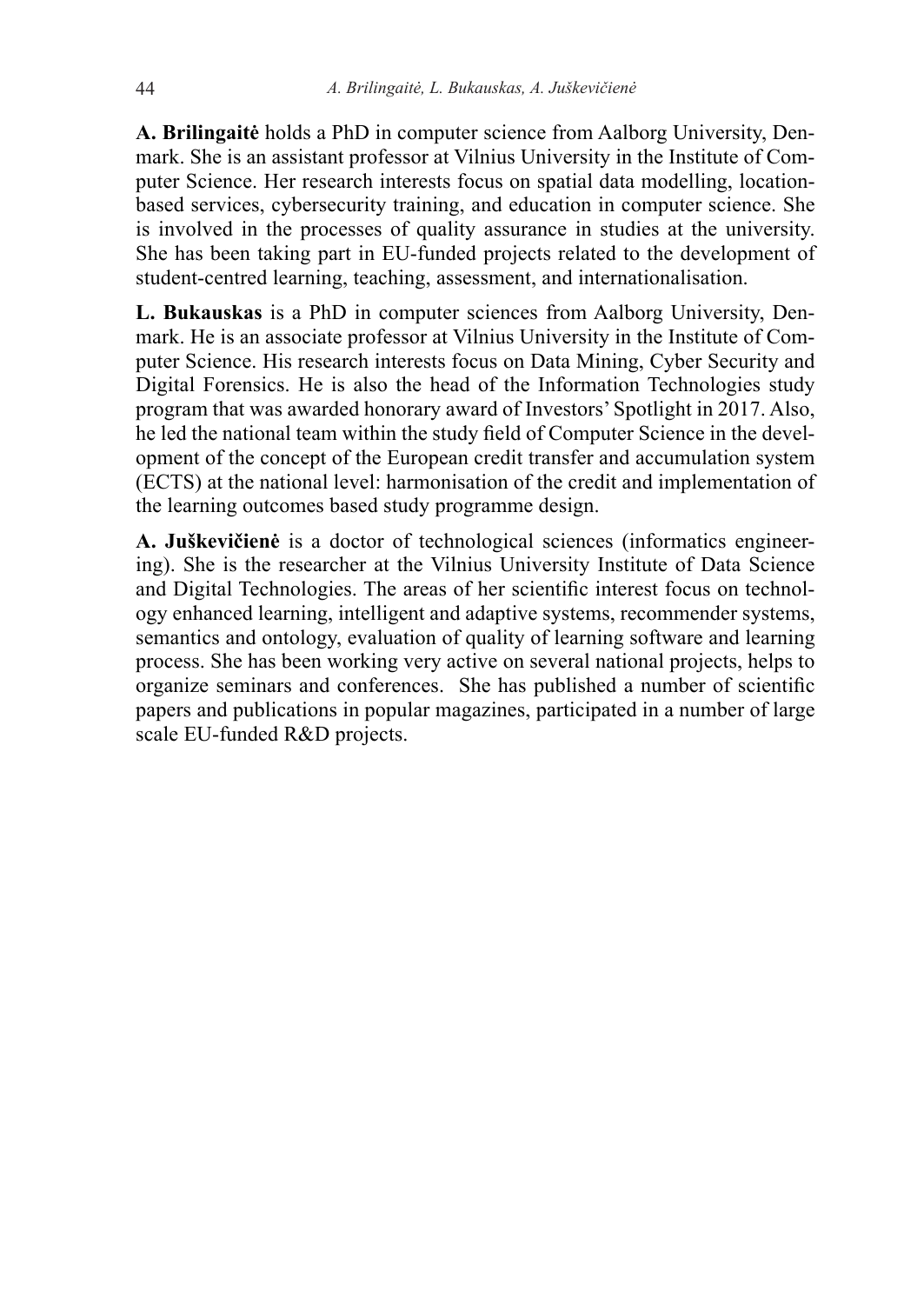**A. Brilingaitė** holds a PhD in computer science from Aalborg University, Denmark. She is an assistant professor at Vilnius University in the Institute of Computer Science. Her research interests focus on spatial data modelling, location-based services, cybersecurity training, and education in computer science. She is involved in the processes of quality assurance in studies at the university. She has been taking part in EU-funded projects related to the development of student-centred learning, teaching, assessment, and internationalisation.

**L. Bukauskas** is a PhD in computer sciences from Aalborg University, Denmark. He is an associate professor at Vilnius University in the Institute of Computer Science. His research interests focus on Data Mining, Cyber Security and Digital Forensics. He is also the head of the Information Technologies study program that was awarded honorary award of Investors' Spotlight in 2017. Also, he led the national team within the study field of Computer Science in the development of the concept of the European credit transfer and accumulation system (ECTS) at the national level: harmonisation of the credit and implementation of the learning outcomes based study programme design.

**A. Juškevičienė** is a doctor of technological sciences (informatics engineering). She is the researcher at the Vilnius University Institute of Data Science and Digital Technologies. The areas of her scientific interest focus on technology enhanced learning, intelligent and adaptive systems, recommender systems, semantics and ontology, evaluation of quality of learning software and learning process. She has been working very active on several national projects, helps to organize seminars and conferences. She has published a number of scientific papers and publications in popular magazines, participated in a number of large scale EU-funded R&D projects.